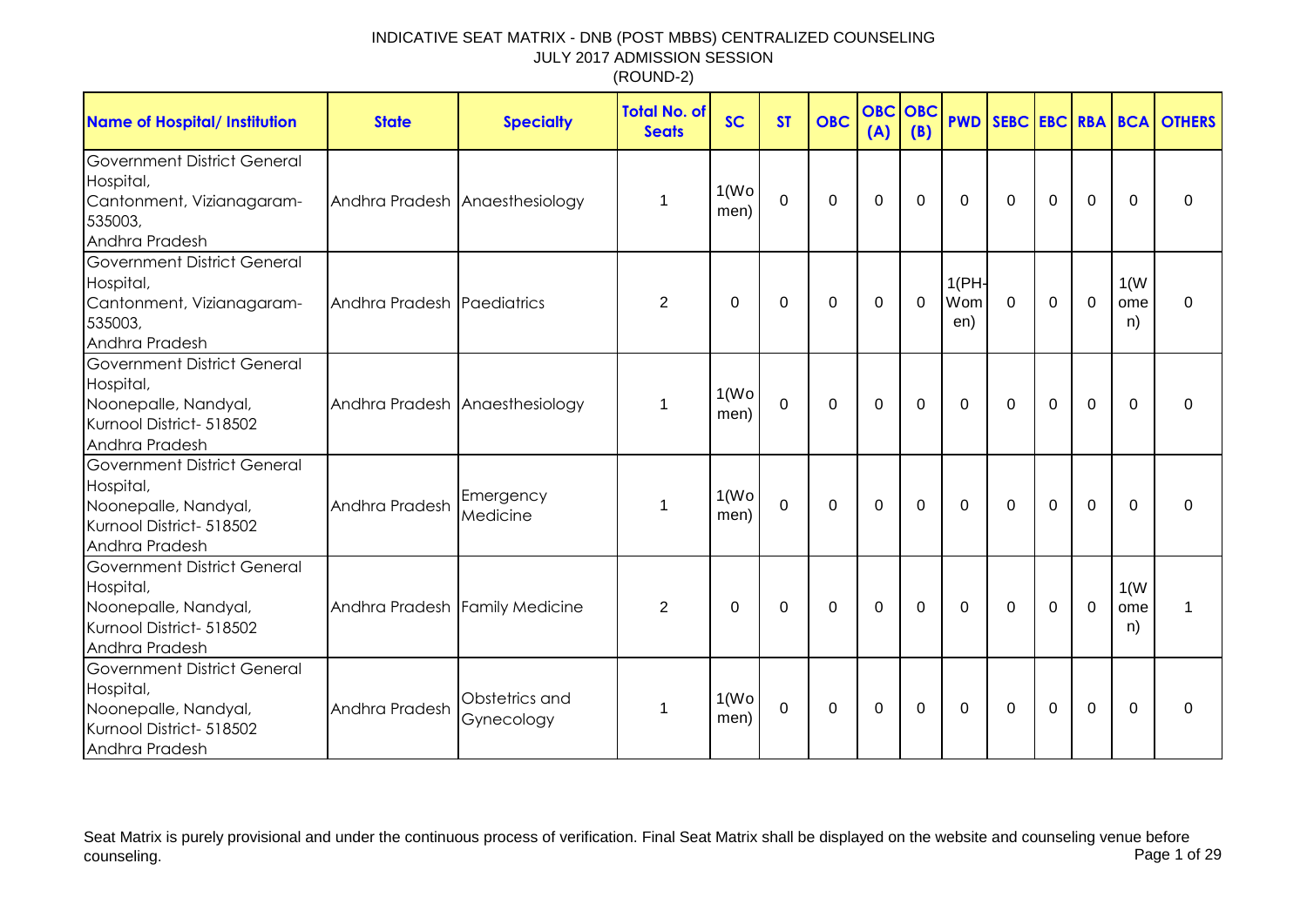# INDICATIVE SEAT MATRIX - DNB (POST MBBS) CENTRALIZED COUNSELING

JULY 2017 ADMISSION SESSION

(ROUND-2)

| Name of Hospital/ Institution | State | Specialty | Total No. of Seats | SC | ST | OBC | OBC (A) | OBC (B) | PWD | SEBC | EBC | RBA | BCA | OTHERS |
|---|---|---|---|---|---|---|---|---|---|---|---|---|---|---|
| Government District General Hospital, Cantonment, Vizianagaram-535003, Andhra Pradesh | Andhra Pradesh | Anaesthesiology | 1 | 1(Women) | 0 | 0 | 0 | 0 | 0 | 0 | 0 | 0 | 0 | 0 |
| Government District General Hospital, Cantonment, Vizianagaram-535003, Andhra Pradesh | Andhra Pradesh | Paediatrics | 2 | 0 | 0 | 0 | 0 | 0 | 1(PH-Women) | 0 | 0 | 0 | 1(Women) | 0 |
| Government District General Hospital, Noonepalle, Nandyal, Kurnool District- 518502 Andhra Pradesh | Andhra Pradesh | Anaesthesiology | 1 | 1(Women) | 0 | 0 | 0 | 0 | 0 | 0 | 0 | 0 | 0 | 0 |
| Government District General Hospital, Noonepalle, Nandyal, Kurnool District- 518502 Andhra Pradesh | Andhra Pradesh | Emergency Medicine | 1 | 1(Women) | 0 | 0 | 0 | 0 | 0 | 0 | 0 | 0 | 0 | 0 |
| Government District General Hospital, Noonepalle, Nandyal, Kurnool District- 518502 Andhra Pradesh | Andhra Pradesh | Family Medicine | 2 | 0 | 0 | 0 | 0 | 0 | 0 | 0 | 0 | 0 | 1(Women) | 1 |
| Government District General Hospital, Noonepalle, Nandyal, Kurnool District- 518502 Andhra Pradesh | Andhra Pradesh | Obstetrics and Gynecology | 1 | 1(Women) | 0 | 0 | 0 | 0 | 0 | 0 | 0 | 0 | 0 | 0 |

Seat Matrix is purely provisional and under the continuous process of verification. Final Seat Matrix shall be displayed on the website and counseling venue before counseling.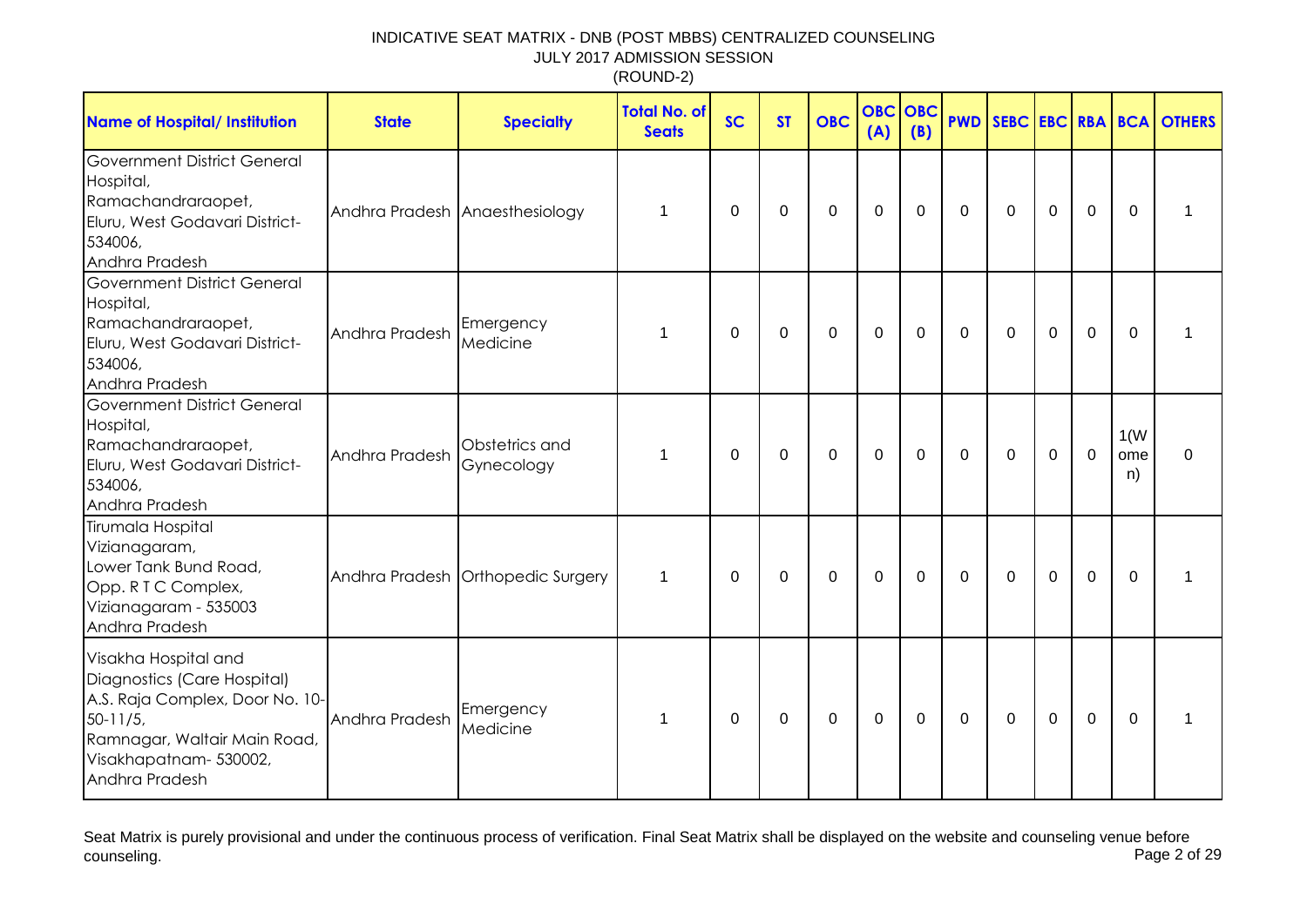# INDICATIVE SEAT MATRIX - DNB (POST MBBS) CENTRALIZED COUNSELING
## JULY 2017 ADMISSION SESSION
## (ROUND-2)

| Name of Hospital/ Institution | State | Specialty | Total No. of Seats | SC | ST | OBC | OBC (A) | OBC (B) | PWD | SEBC | EBC | RBA | BCA | OTHERS |
|---|---|---|---|---|---|---|---|---|---|---|---|---|---|---|
| Government District General Hospital, Ramachandraraopet, Eluru, West Godavari District-534006, Andhra Pradesh | Andhra Pradesh | Anaesthesiology | 1 | 0 | 0 | 0 | 0 | 0 | 0 | 0 | 0 | 0 | 0 | 1 |
| Government District General Hospital, Ramachandraraopet, Eluru, West Godavari District-534006, Andhra Pradesh | Andhra Pradesh | Emergency Medicine | 1 | 0 | 0 | 0 | 0 | 0 | 0 | 0 | 0 | 0 | 0 | 1 |
| Government District General Hospital, Ramachandraraopet, Eluru, West Godavari District-534006, Andhra Pradesh | Andhra Pradesh | Obstetrics and Gynecology | 1 | 0 | 0 | 0 | 0 | 0 | 0 | 0 | 0 | 0 | 1(Women) | 0 |
| Tirumala Hospital Vizianagaram, Lower Tank Bund Road, Opp. R T C Complex, Vizianagaram - 535003 Andhra Pradesh | Andhra Pradesh | Orthopedic Surgery | 1 | 0 | 0 | 0 | 0 | 0 | 0 | 0 | 0 | 0 | 0 | 1 |
| Visakha Hospital and Diagnostics (Care Hospital) A.S. Raja Complex, Door No. 10-50-11/5, Ramnagar, Waltair Main Road, Visakhapatnam- 530002, Andhra Pradesh | Andhra Pradesh | Emergency Medicine | 1 | 0 | 0 | 0 | 0 | 0 | 0 | 0 | 0 | 0 | 0 | 1 |

Seat Matrix is purely provisional and under the continuous process of verification. Final Seat Matrix shall be displayed on the website and counseling venue before counseling.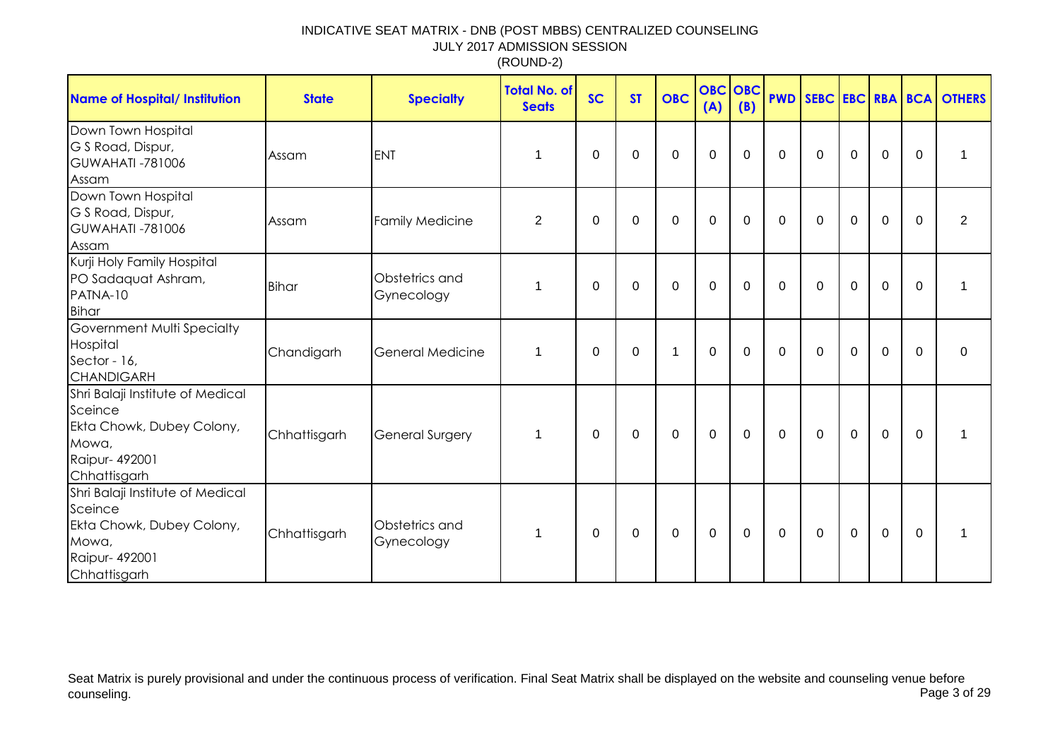INDICATIVE SEAT MATRIX - DNB (POST MBBS) CENTRALIZED COUNSELING
JULY 2017 ADMISSION SESSION
(ROUND-2)

| Name of Hospital/ Institution | State | Specialty | Total No. of Seats | SC | ST | OBC | OBC (A) | OBC (B) | PWD | SEBC | EBC | RBA | BCA | OTHERS |
|---|---|---|---|---|---|---|---|---|---|---|---|---|---|---|
| Down Town Hospital<br>G S Road, Dispur,<br>GUWAHATI -781006<br>Assam | Assam | ENT | 1 | 0 | 0 | 0 | 0 | 0 | 0 | 0 | 0 | 0 | 0 | 1 |
| Down Town Hospital<br>G S Road, Dispur,<br>GUWAHATI -781006<br>Assam | Assam | Family Medicine | 2 | 0 | 0 | 0 | 0 | 0 | 0 | 0 | 0 | 0 | 0 | 2 |
| Kurji Holy Family Hospital<br>PO Sadaquat Ashram,<br>PATNA-10<br>Bihar | Bihar | Obstetrics and Gynecology | 1 | 0 | 0 | 0 | 0 | 0 | 0 | 0 | 0 | 0 | 0 | 1 |
| Government Multi Specialty Hospital<br>Sector - 16,<br>CHANDIGARH | Chandigarh | General Medicine | 1 | 0 | 0 | 1 | 0 | 0 | 0 | 0 | 0 | 0 | 0 | 0 |
| Shri Balaji Institute of Medical Sceince<br>Ekta Chowk, Dubey Colony, Mowa,<br>Raipur- 492001<br>Chhattisgarh | Chhattisgarh | General Surgery | 1 | 0 | 0 | 0 | 0 | 0 | 0 | 0 | 0 | 0 | 0 | 1 |
| Shri Balaji Institute of Medical Sceince<br>Ekta Chowk, Dubey Colony, Mowa,<br>Raipur- 492001<br>Chhattisgarh | Chhattisgarh | Obstetrics and Gynecology | 1 | 0 | 0 | 0 | 0 | 0 | 0 | 0 | 0 | 0 | 0 | 1 |

Seat Matrix is purely provisional and under the continuous process of verification. Final Seat Matrix shall be displayed on the website and counseling venue before counseling.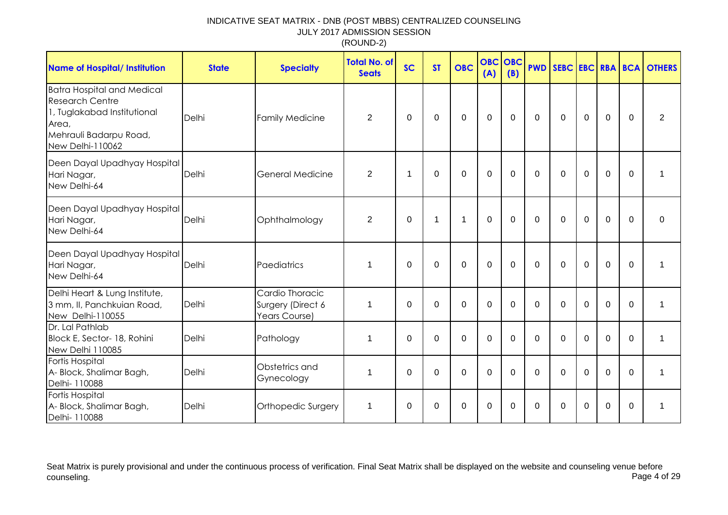INDICATIVE SEAT MATRIX - DNB (POST MBBS) CENTRALIZED COUNSELING
JULY 2017 ADMISSION SESSION
(ROUND-2)

| Name of Hospital/ Institution | State | Specialty | Total No. of Seats | SC | ST | OBC | OBC (A) | OBC (B) | PWD | SEBC | EBC | RBA | BCA | OTHERS |
|---|---|---|---|---|---|---|---|---|---|---|---|---|---|---|
| Batra Hospital and Medical Research Centre 1, Tuglakabad Institutional Area, Mehrauli Badarpu Road, New Delhi-110062 | Delhi | Family Medicine | 2 | 0 | 0 | 0 | 0 | 0 | 0 | 0 | 0 | 0 | 0 | 2 |
| Deen Dayal Upadhyay Hospital Hari Nagar, New Delhi-64 | Delhi | General Medicine | 2 | 1 | 0 | 0 | 0 | 0 | 0 | 0 | 0 | 0 | 0 | 1 |
| Deen Dayal Upadhyay Hospital Hari Nagar, New Delhi-64 | Delhi | Ophthalmology | 2 | 0 | 1 | 1 | 0 | 0 | 0 | 0 | 0 | 0 | 0 | 0 |
| Deen Dayal Upadhyay Hospital Hari Nagar, New Delhi-64 | Delhi | Paediatrics | 1 | 0 | 0 | 0 | 0 | 0 | 0 | 0 | 0 | 0 | 0 | 1 |
| Delhi Heart & Lung Institute, 3 mm, II, Panchkuian Road, New Delhi-110055 | Delhi | Cardio Thoracic Surgery (Direct 6 Years Course) | 1 | 0 | 0 | 0 | 0 | 0 | 0 | 0 | 0 | 0 | 0 | 1 |
| Dr. Lal Pathlab Block E, Sector- 18, Rohini New Delhi 110085 | Delhi | Pathology | 1 | 0 | 0 | 0 | 0 | 0 | 0 | 0 | 0 | 0 | 0 | 1 |
| Fortis Hospital A- Block, Shalimar Bagh, Delhi- 110088 | Delhi | Obstetrics and Gynecology | 1 | 0 | 0 | 0 | 0 | 0 | 0 | 0 | 0 | 0 | 0 | 1 |
| Fortis Hospital A- Block, Shalimar Bagh, Delhi- 110088 | Delhi | Orthopedic Surgery | 1 | 0 | 0 | 0 | 0 | 0 | 0 | 0 | 0 | 0 | 0 | 1 |

Seat Matrix is purely provisional and under the continuous process of verification. Final Seat Matrix shall be displayed on the website and counseling venue before counseling.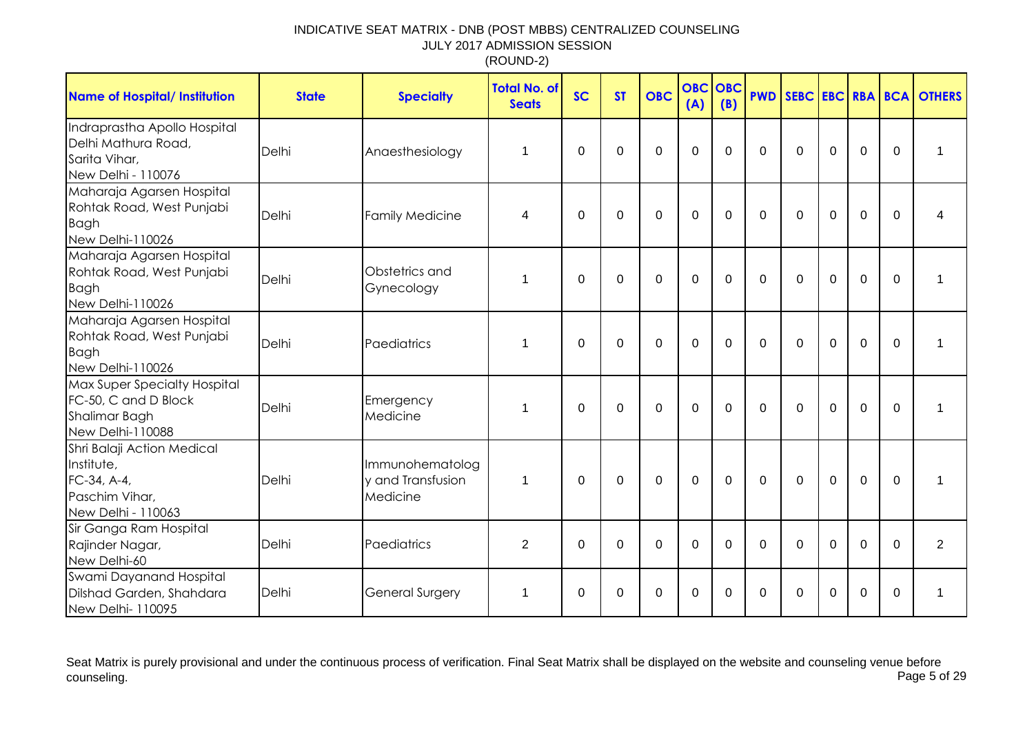INDICATIVE SEAT MATRIX - DNB (POST MBBS) CENTRALIZED COUNSELING
JULY 2017 ADMISSION SESSION
(ROUND-2)

| Name of Hospital/ Institution | State | Specialty | Total No. of Seats | SC | ST | OBC | OBC (A) | OBC (B) | PWD | SEBC | EBC | RBA | BCA | OTHERS |
|---|---|---|---|---|---|---|---|---|---|---|---|---|---|---|
| Indraprastha Apollo Hospital Delhi Mathura Road, Sarita Vihar, New Delhi - 110076 | Delhi | Anaesthesiology | 1 | 0 | 0 | 0 | 0 | 0 | 0 | 0 | 0 | 0 | 0 | 1 |
| Maharaja Agarsen Hospital Rohtak Road, West Punjabi Bagh New Delhi-110026 | Delhi | Family Medicine | 4 | 0 | 0 | 0 | 0 | 0 | 0 | 0 | 0 | 0 | 0 | 4 |
| Maharaja Agarsen Hospital Rohtak Road, West Punjabi Bagh New Delhi-110026 | Delhi | Obstetrics and Gynecology | 1 | 0 | 0 | 0 | 0 | 0 | 0 | 0 | 0 | 0 | 0 | 1 |
| Maharaja Agarsen Hospital Rohtak Road, West Punjabi Bagh New Delhi-110026 | Delhi | Paediatrics | 1 | 0 | 0 | 0 | 0 | 0 | 0 | 0 | 0 | 0 | 0 | 1 |
| Max Super Specialty Hospital FC-50, C and D Block Shalimar Bagh New Delhi-110088 | Delhi | Emergency Medicine | 1 | 0 | 0 | 0 | 0 | 0 | 0 | 0 | 0 | 0 | 0 | 1 |
| Shri Balaji Action Medical Institute, FC-34, A-4, Paschim Vihar, New Delhi - 110063 | Delhi | Immunohematology and Transfusion Medicine | 1 | 0 | 0 | 0 | 0 | 0 | 0 | 0 | 0 | 0 | 0 | 1 |
| Sir Ganga Ram Hospital Rajinder Nagar, New Delhi-60 | Delhi | Paediatrics | 2 | 0 | 0 | 0 | 0 | 0 | 0 | 0 | 0 | 0 | 0 | 2 |
| Swami Dayanand Hospital Dilshad Garden, Shahdara New Delhi- 110095 | Delhi | General Surgery | 1 | 0 | 0 | 0 | 0 | 0 | 0 | 0 | 0 | 0 | 0 | 1 |

Seat Matrix is purely provisional and under the continuous process of verification. Final Seat Matrix shall be displayed on the website and counseling venue before counseling.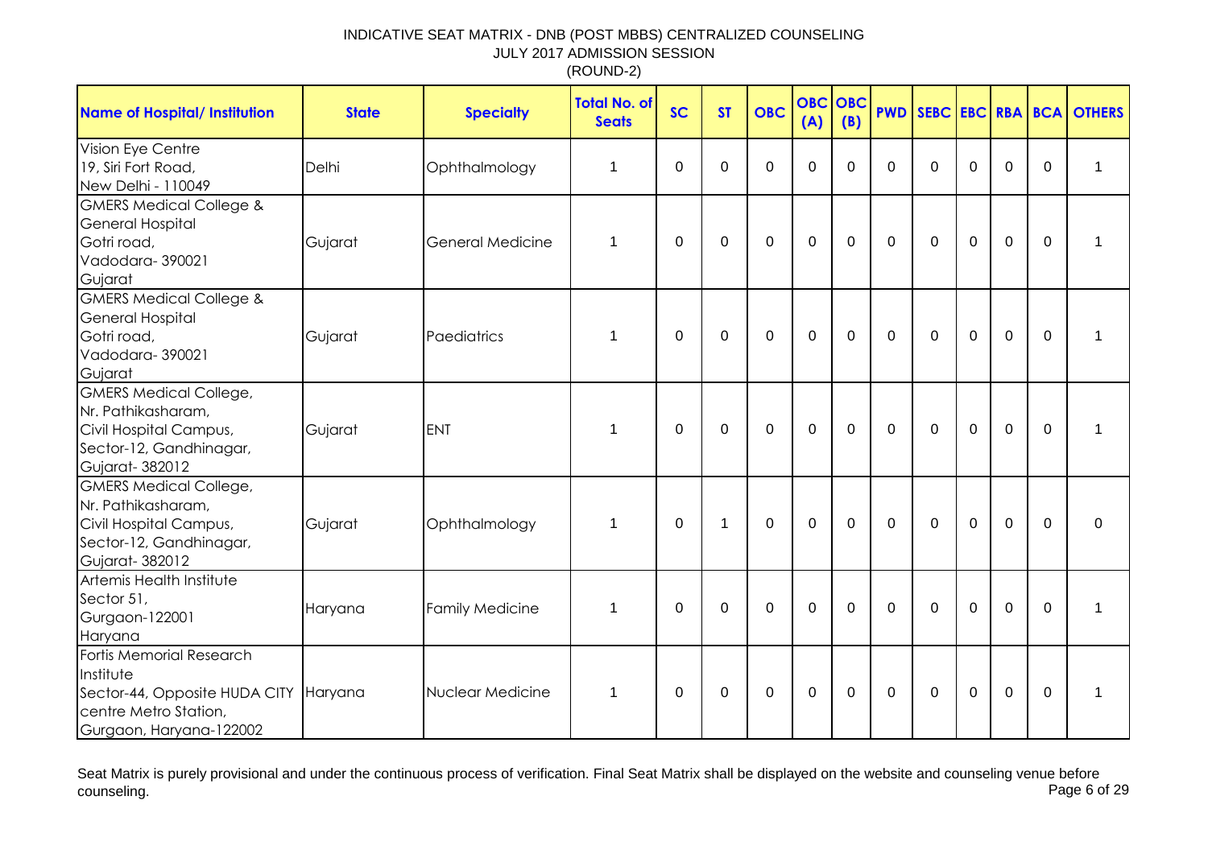INDICATIVE SEAT MATRIX - DNB (POST MBBS) CENTRALIZED COUNSELING
JULY 2017 ADMISSION SESSION
(ROUND-2)

| Name of Hospital/ Institution | State | Specialty | Total No. of Seats | SC | ST | OBC | OBC (A) | OBC (B) | PWD | SEBC | EBC | RBA | BCA | OTHERS |
|---|---|---|---|---|---|---|---|---|---|---|---|---|---|---|
| Vision Eye Centre 19, Siri Fort Road, New Delhi - 110049 | Delhi | Ophthalmology | 1 | 0 | 0 | 0 | 0 | 0 | 0 | 0 | 0 | 0 | 0 | 1 |
| GMERS Medical College & General Hospital Gotri road, Vadodara- 390021 Gujarat | Gujarat | General Medicine | 1 | 0 | 0 | 0 | 0 | 0 | 0 | 0 | 0 | 0 | 0 | 1 |
| GMERS Medical College & General Hospital Gotri road, Vadodara- 390021 Gujarat | Gujarat | Paediatrics | 1 | 0 | 0 | 0 | 0 | 0 | 0 | 0 | 0 | 0 | 0 | 1 |
| GMERS Medical College, Nr. Pathikasharam, Civil Hospital Campus, Sector-12, Gandhinagar, Gujarat- 382012 | Gujarat | ENT | 1 | 0 | 0 | 0 | 0 | 0 | 0 | 0 | 0 | 0 | 0 | 1 |
| GMERS Medical College, Nr. Pathikasharam, Civil Hospital Campus, Sector-12, Gandhinagar, Gujarat- 382012 | Gujarat | Ophthalmology | 1 | 0 | 1 | 0 | 0 | 0 | 0 | 0 | 0 | 0 | 0 | 0 |
| Artemis Health Institute Sector 51, Gurgaon-122001 Haryana | Haryana | Family Medicine | 1 | 0 | 0 | 0 | 0 | 0 | 0 | 0 | 0 | 0 | 0 | 1 |
| Fortis Memorial Research Institute Sector-44, Opposite HUDA CITY centre Metro Station, Gurgaon, Haryana-122002 | Haryana | Nuclear Medicine | 1 | 0 | 0 | 0 | 0 | 0 | 0 | 0 | 0 | 0 | 0 | 1 |

Seat Matrix is purely provisional and under the continuous process of verification. Final Seat Matrix shall be displayed on the website and counseling venue before counseling.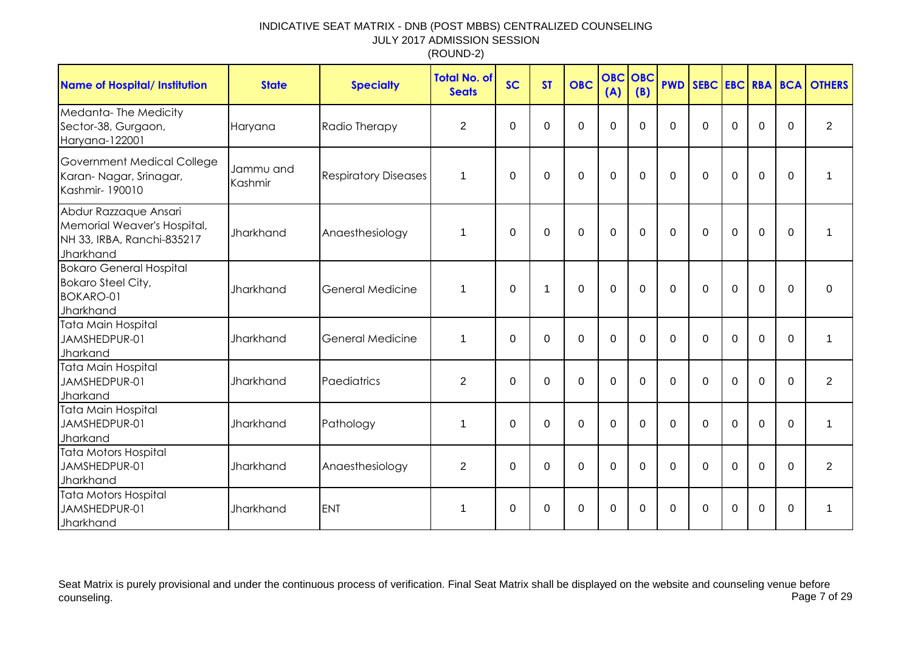INDICATIVE SEAT MATRIX - DNB (POST MBBS) CENTRALIZED COUNSELING
JULY 2017 ADMISSION SESSION
(ROUND-2)

| Name of Hospital/ Institution | State | Specialty | Total No. of Seats | SC | ST | OBC | OBC (A) | OBC (B) | PWD | SEBC | EBC | RBA | BCA | OTHERS |
|---|---|---|---|---|---|---|---|---|---|---|---|---|---|---|
| Medanta- The Medicity Sector-38, Gurgaon, Haryana-122001 | Haryana | Radio Therapy | 2 | 0 | 0 | 0 | 0 | 0 | 0 | 0 | 0 | 0 | 0 | 2 |
| Government Medical College Karan- Nagar, Srinagar, Kashmir- 190010 | Jammu and Kashmir | Respiratory Diseases | 1 | 0 | 0 | 0 | 0 | 0 | 0 | 0 | 0 | 0 | 0 | 1 |
| Abdur Razzaque Ansari Memorial Weaver's Hospital, NH 33, IRBA, Ranchi-835217 Jharkhand | Jharkhand | Anaesthesiology | 1 | 0 | 0 | 0 | 0 | 0 | 0 | 0 | 0 | 0 | 0 | 1 |
| Bokaro General Hospital Bokaro Steel City, BOKARO-01 Jharkhand | Jharkhand | General Medicine | 1 | 0 | 1 | 0 | 0 | 0 | 0 | 0 | 0 | 0 | 0 | 0 |
| Tata Main Hospital JAMSHEDPUR-01 Jharkand | Jharkhand | General Medicine | 1 | 0 | 0 | 0 | 0 | 0 | 0 | 0 | 0 | 0 | 0 | 1 |
| Tata Main Hospital JAMSHEDPUR-01 Jharkand | Jharkhand | Paediatrics | 2 | 0 | 0 | 0 | 0 | 0 | 0 | 0 | 0 | 0 | 0 | 2 |
| Tata Main Hospital JAMSHEDPUR-01 Jharkand | Jharkhand | Pathology | 1 | 0 | 0 | 0 | 0 | 0 | 0 | 0 | 0 | 0 | 0 | 1 |
| Tata Motors Hospital JAMSHEDPUR-01 Jharkhand | Jharkhand | Anaesthesiology | 2 | 0 | 0 | 0 | 0 | 0 | 0 | 0 | 0 | 0 | 0 | 2 |
| Tata Motors Hospital JAMSHEDPUR-01 Jharkhand | Jharkhand | ENT | 1 | 0 | 0 | 0 | 0 | 0 | 0 | 0 | 0 | 0 | 0 | 1 |

Seat Matrix is purely provisional and under the continuous process of verification. Final Seat Matrix shall be displayed on the website and counseling venue before counseling.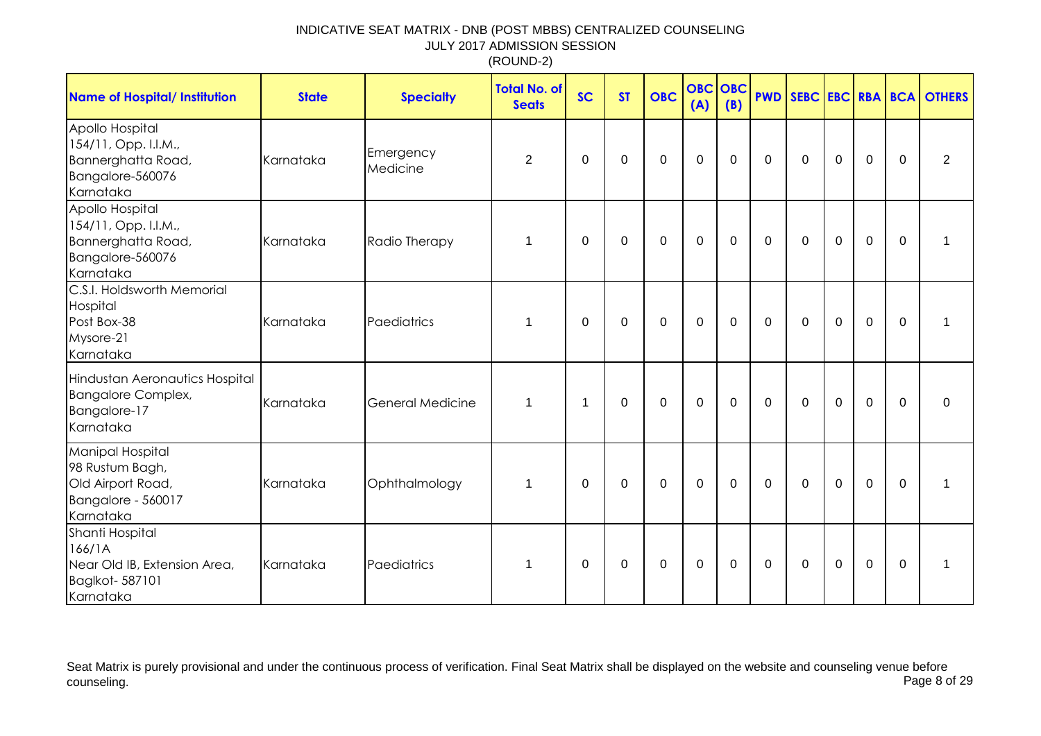INDICATIVE SEAT MATRIX - DNB (POST MBBS) CENTRALIZED COUNSELING
JULY 2017 ADMISSION SESSION
(ROUND-2)

| Name of Hospital/ Institution | State | Specialty | Total No. of Seats | SC | ST | OBC | OBC (A) | OBC (B) | PWD | SEBC | EBC | RBA | BCA | OTHERS |
|---|---|---|---|---|---|---|---|---|---|---|---|---|---|---|
| Apollo Hospital 154/11, Opp. I.I.M., Bannerghatta Road, Bangalore-560076 Karnataka | Karnataka | Emergency Medicine | 2 | 0 | 0 | 0 | 0 | 0 | 0 | 0 | 0 | 0 | 0 | 2 |
| Apollo Hospital 154/11, Opp. I.I.M., Bannerghatta Road, Bangalore-560076 Karnataka | Karnataka | Radio Therapy | 1 | 0 | 0 | 0 | 0 | 0 | 0 | 0 | 0 | 0 | 0 | 1 |
| C.S.I. Holdsworth Memorial Hospital Post Box-38 Mysore-21 Karnataka | Karnataka | Paediatrics | 1 | 0 | 0 | 0 | 0 | 0 | 0 | 0 | 0 | 0 | 0 | 1 |
| Hindustan Aeronautics Hospital Bangalore Complex, Bangalore-17 Karnataka | Karnataka | General Medicine | 1 | 1 | 0 | 0 | 0 | 0 | 0 | 0 | 0 | 0 | 0 | 0 |
| Manipal Hospital 98 Rustum Bagh, Old Airport Road, Bangalore - 560017 Karnataka | Karnataka | Ophthalmology | 1 | 0 | 0 | 0 | 0 | 0 | 0 | 0 | 0 | 0 | 0 | 1 |
| Shanti Hospital 166/1A Near Old IB, Extension Area, Baglkot- 587101 Karnataka | Karnataka | Paediatrics | 1 | 0 | 0 | 0 | 0 | 0 | 0 | 0 | 0 | 0 | 0 | 1 |

Seat Matrix is purely provisional and under the continuous process of verification. Final Seat Matrix shall be displayed on the website and counseling venue before counseling.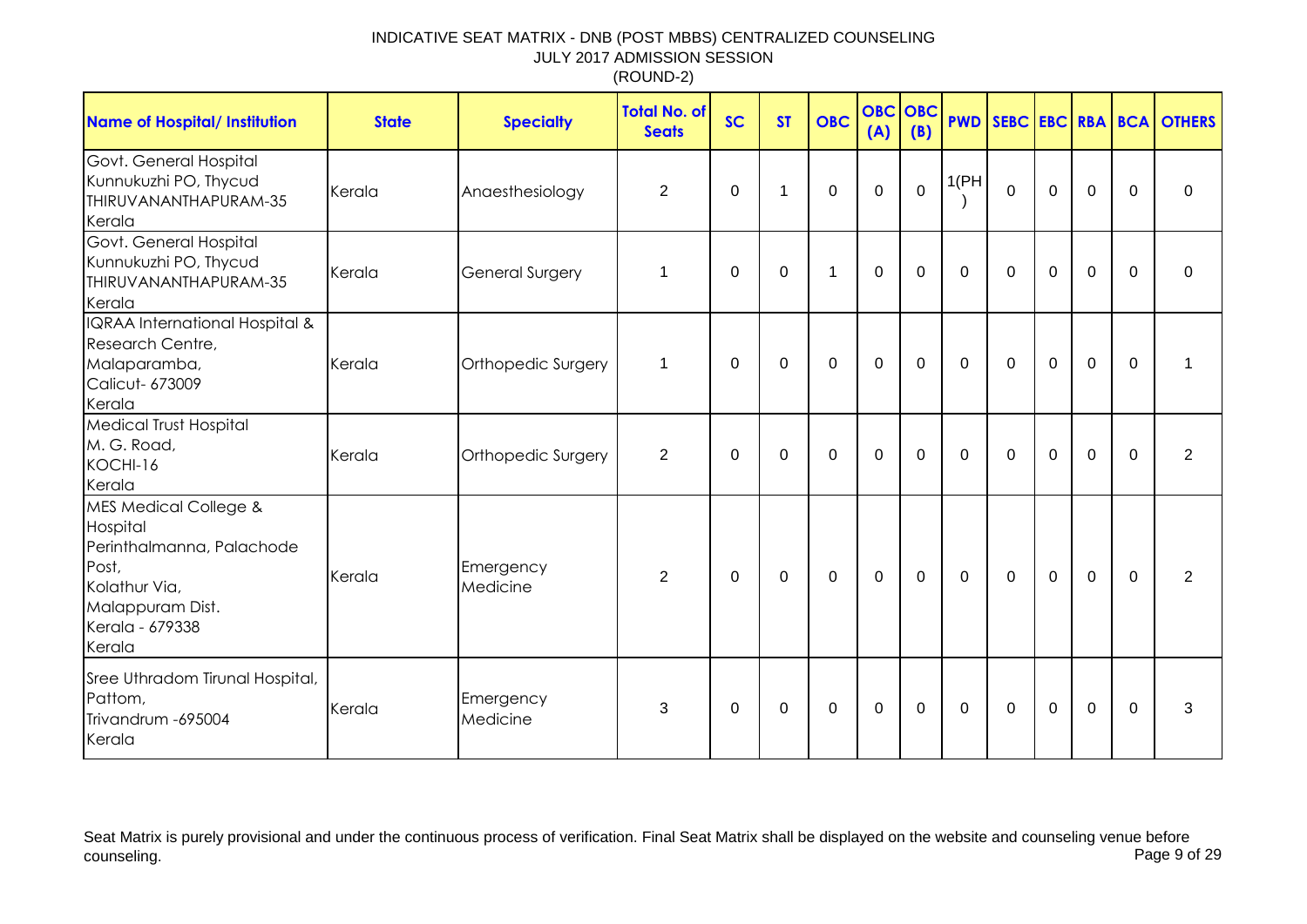INDICATIVE SEAT MATRIX - DNB (POST MBBS) CENTRALIZED COUNSELING
JULY 2017 ADMISSION SESSION
(ROUND-2)

| Name of Hospital/ Institution | State | Specialty | Total No. of Seats | SC | ST | OBC | OBC (A) | OBC (B) | PWD | SEBC | EBC | RBA | BCA | OTHERS |
|---|---|---|---|---|---|---|---|---|---|---|---|---|---|---|
| Govt. General Hospital Kunnukuzhi PO, Thycud THIRUVANANTHAPURAM-35 Kerala | Kerala | Anaesthesiology | 2 | 0 | 1 | 0 | 0 | 0 | 1(PH) | 0 | 0 | 0 | 0 | 0 |
| Govt. General Hospital Kunnukuzhi PO, Thycud THIRUVANANTHAPURAM-35 Kerala | Kerala | General Surgery | 1 | 0 | 0 | 1 | 0 | 0 | 0 | 0 | 0 | 0 | 0 | 0 |
| IQRAA International Hospital & Research Centre, Malaparamba, Calicut- 673009 Kerala | Kerala | Orthopedic Surgery | 1 | 0 | 0 | 0 | 0 | 0 | 0 | 0 | 0 | 0 | 0 | 1 |
| Medical Trust Hospital M. G. Road, KOCHI-16 Kerala | Kerala | Orthopedic Surgery | 2 | 0 | 0 | 0 | 0 | 0 | 0 | 0 | 0 | 0 | 0 | 2 |
| MES Medical College & Hospital Perinthalmanna, Palachode Post, Kolathur Via, Malappuram Dist. Kerala - 679338 Kerala | Kerala | Emergency Medicine | 2 | 0 | 0 | 0 | 0 | 0 | 0 | 0 | 0 | 0 | 0 | 2 |
| Sree Uthradom Tirunal Hospital, Pattom, Trivandrum -695004 Kerala | Kerala | Emergency Medicine | 3 | 0 | 0 | 0 | 0 | 0 | 0 | 0 | 0 | 0 | 0 | 3 |

Seat Matrix is purely provisional and under the continuous process of verification. Final Seat Matrix shall be displayed on the website and counseling venue before counseling.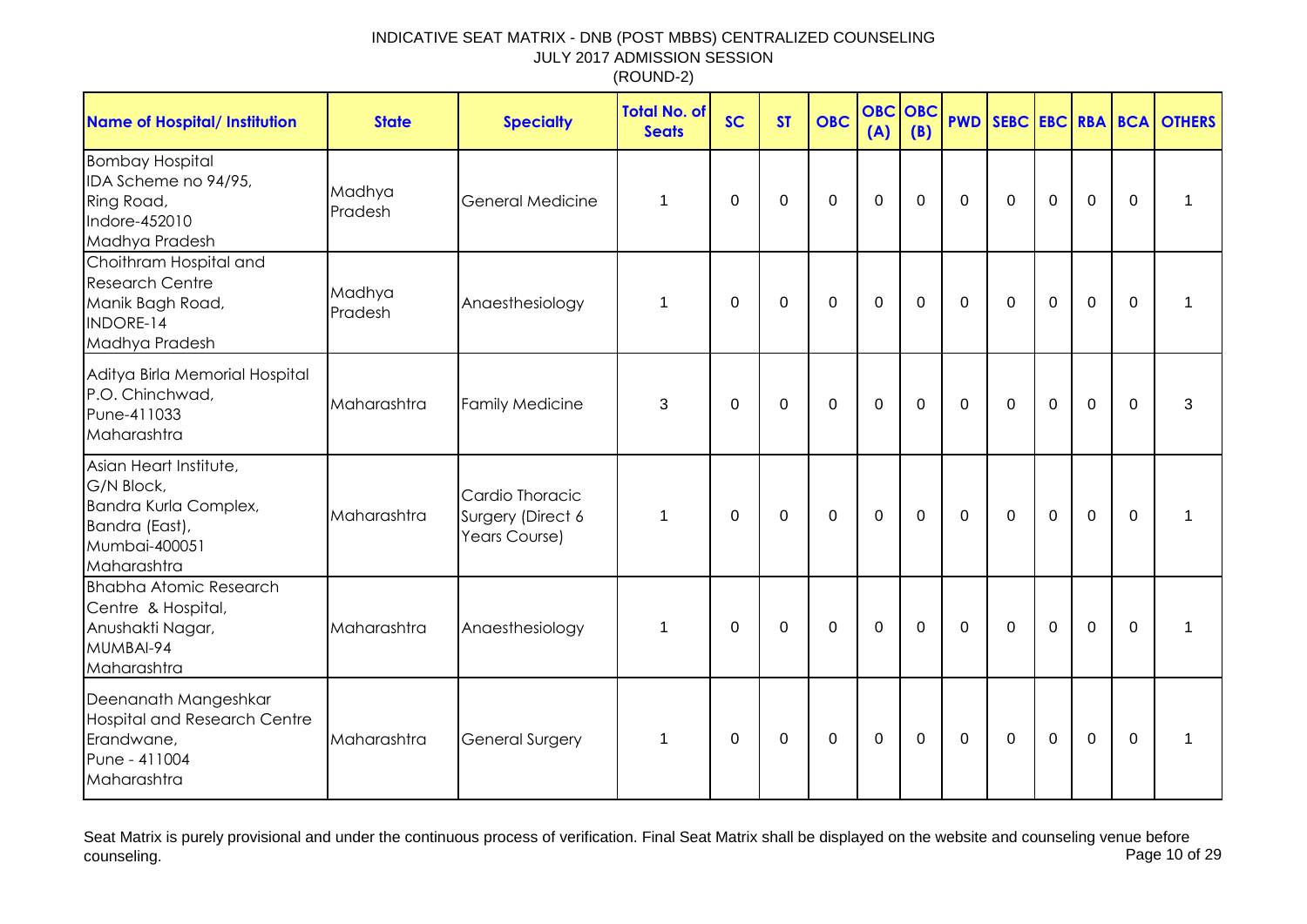INDICATIVE SEAT MATRIX - DNB (POST MBBS) CENTRALIZED COUNSELING
JULY 2017 ADMISSION SESSION
(ROUND-2)

| Name of Hospital/ Institution | State | Specialty | Total No. of Seats | SC | ST | OBC | OBC (A) | OBC (B) | PWD | SEBC | EBC | RBA | BCA | OTHERS |
|---|---|---|---|---|---|---|---|---|---|---|---|---|---|---|
| Bombay Hospital IDA Scheme no 94/95, Ring Road, Indore-452010 Madhya Pradesh | Madhya Pradesh | General Medicine | 1 | 0 | 0 | 0 | 0 | 0 | 0 | 0 | 0 | 0 | 0 | 1 |
| Choithram Hospital and Research Centre Manik Bagh Road, INDORE-14 Madhya Pradesh | Madhya Pradesh | Anaesthesiology | 1 | 0 | 0 | 0 | 0 | 0 | 0 | 0 | 0 | 0 | 0 | 1 |
| Aditya Birla Memorial Hospital P.O. Chinchwad, Pune-411033 Maharashtra | Maharashtra | Family Medicine | 3 | 0 | 0 | 0 | 0 | 0 | 0 | 0 | 0 | 0 | 0 | 3 |
| Asian Heart Institute, G/N Block, Bandra Kurla Complex, Bandra (East), Mumbai-400051 Maharashtra | Maharashtra | Cardio Thoracic Surgery (Direct 6 Years Course) | 1 | 0 | 0 | 0 | 0 | 0 | 0 | 0 | 0 | 0 | 0 | 1 |
| Bhabha Atomic Research Centre & Hospital, Anushakti Nagar, MUMBAI-94 Maharashtra | Maharashtra | Anaesthesiology | 1 | 0 | 0 | 0 | 0 | 0 | 0 | 0 | 0 | 0 | 0 | 1 |
| Deenanath Mangeshkar Hospital and Research Centre Erandwane, Pune - 411004 Maharashtra | Maharashtra | General Surgery | 1 | 0 | 0 | 0 | 0 | 0 | 0 | 0 | 0 | 0 | 0 | 1 |

Seat Matrix is purely provisional and under the continuous process of verification. Final Seat Matrix shall be displayed on the website and counseling venue before counseling.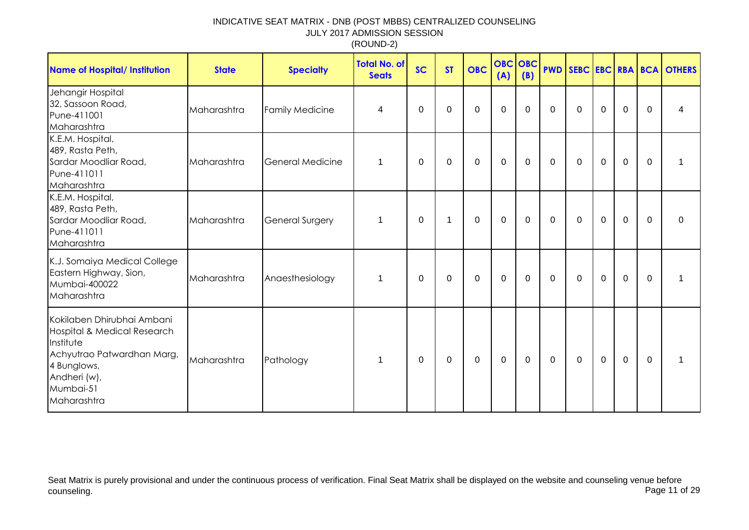INDICATIVE SEAT MATRIX - DNB (POST MBBS) CENTRALIZED COUNSELING
JULY 2017 ADMISSION SESSION
(ROUND-2)

| Name of Hospital/ Institution | State | Specialty | Total No. of Seats | SC | ST | OBC | OBC (A) | OBC (B) | PWD | SEBC | EBC | RBA | BCA | OTHERS |
|---|---|---|---|---|---|---|---|---|---|---|---|---|---|---|
| Jehangir Hospital 32, Sassoon Road, Pune-411001 Maharashtra | Maharashtra | Family Medicine | 4 | 0 | 0 | 0 | 0 | 0 | 0 | 0 | 0 | 0 | 0 | 4 |
| K.E.M. Hospital, 489, Rasta Peth, Sardar Moodliar Road, Pune-411011 Maharashtra | Maharashtra | General Medicine | 1 | 0 | 0 | 0 | 0 | 0 | 0 | 0 | 0 | 0 | 0 | 1 |
| K.E.M. Hospital, 489, Rasta Peth, Sardar Moodliar Road, Pune-411011 Maharashtra | Maharashtra | General Surgery | 1 | 0 | 1 | 0 | 0 | 0 | 0 | 0 | 0 | 0 | 0 | 0 |
| K.J. Somaiya Medical College Eastern Highway, Sion, Mumbai-400022 Maharashtra | Maharashtra | Anaesthesiology | 1 | 0 | 0 | 0 | 0 | 0 | 0 | 0 | 0 | 0 | 0 | 1 |
| Kokilaben Dhirubhai Ambani Hospital & Medical Research Institute Achyutrao Patwardhan Marg, 4 Bunglows, Andheri (w), Mumbai-51 Maharashtra | Maharashtra | Pathology | 1 | 0 | 0 | 0 | 0 | 0 | 0 | 0 | 0 | 0 | 0 | 1 |

Seat Matrix is purely provisional and under the continuous process of verification. Final Seat Matrix shall be displayed on the website and counseling venue before counseling.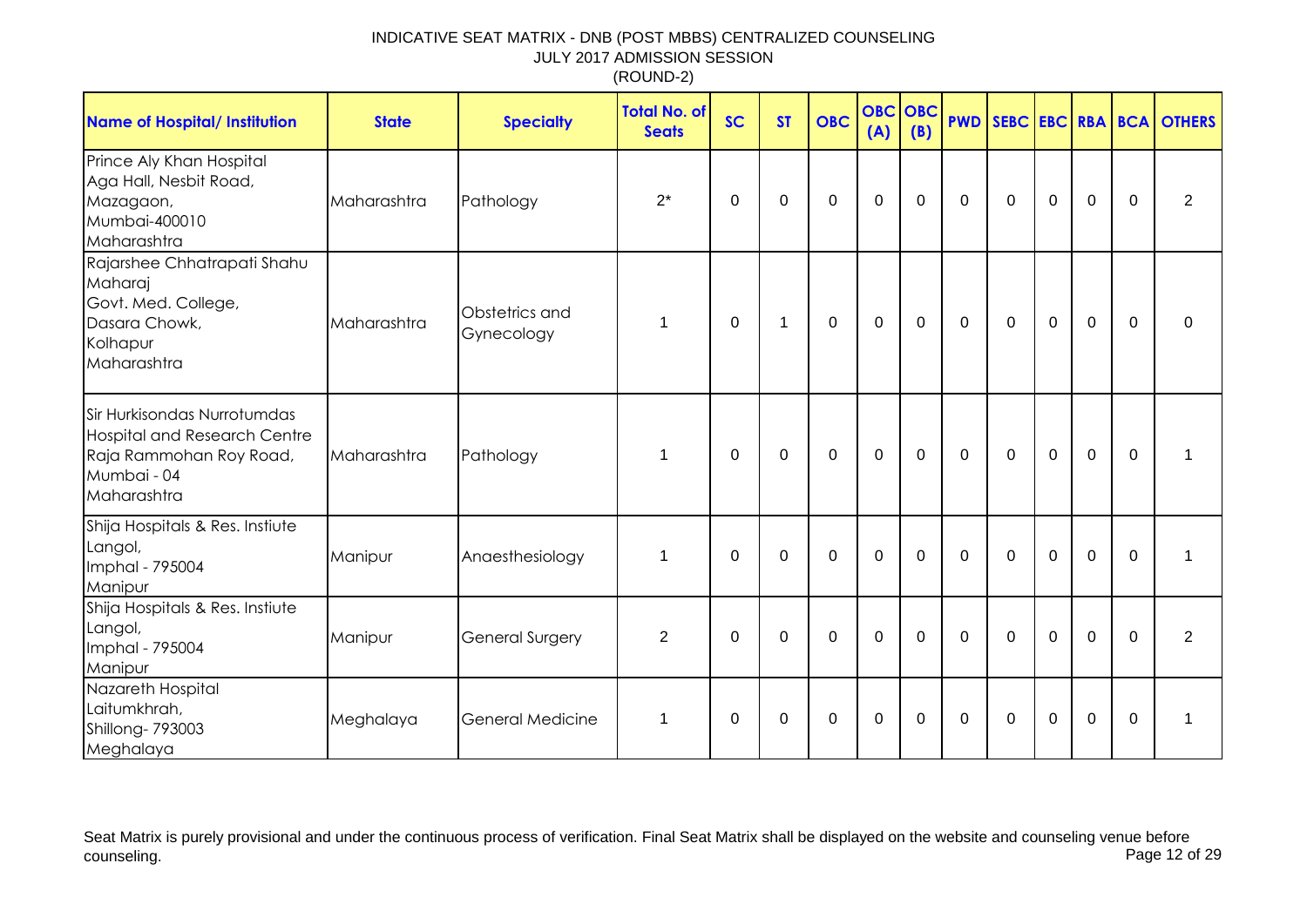INDICATIVE SEAT MATRIX - DNB (POST MBBS) CENTRALIZED COUNSELING
JULY 2017 ADMISSION SESSION
(ROUND-2)

| Name of Hospital/ Institution | State | Specialty | Total No. of Seats | SC | ST | OBC | OBC (A) | OBC (B) | PWD | SEBC | EBC | RBA | BCA | OTHERS |
|---|---|---|---|---|---|---|---|---|---|---|---|---|---|---|
| Prince Aly Khan Hospital Aga Hall, Nesbit Road, Mazagaon, Mumbai-400010 Maharashtra | Maharashtra | Pathology | 2* | 0 | 0 | 0 | 0 | 0 | 0 | 0 | 0 | 0 | 0 | 2 |
| Rajarshee Chhatrapati Shahu Maharaj Govt. Med. College, Dasara Chowk, Kolhapur Maharashtra | Maharashtra | Obstetrics and Gynecology | 1 | 0 | 1 | 0 | 0 | 0 | 0 | 0 | 0 | 0 | 0 | 0 |
| Sir Hurkisondas Nurrotumdas Hospital and Research Centre Raja Rammohan Roy Road, Mumbai - 04 Maharashtra | Maharashtra | Pathology | 1 | 0 | 0 | 0 | 0 | 0 | 0 | 0 | 0 | 0 | 0 | 1 |
| Shija Hospitals & Res. Instiute Langol, Imphal - 795004 Manipur | Manipur | Anaesthesiology | 1 | 0 | 0 | 0 | 0 | 0 | 0 | 0 | 0 | 0 | 0 | 1 |
| Shija Hospitals & Res. Instiute Langol, Imphal - 795004 Manipur | Manipur | General Surgery | 2 | 0 | 0 | 0 | 0 | 0 | 0 | 0 | 0 | 0 | 0 | 2 |
| Nazareth Hospital Laitumkhrah, Shillong- 793003 Meghalaya | Meghalaya | General Medicine | 1 | 0 | 0 | 0 | 0 | 0 | 0 | 0 | 0 | 0 | 0 | 1 |

Seat Matrix is purely provisional and under the continuous process of verification. Final Seat Matrix shall be displayed on the website and counseling venue before counseling.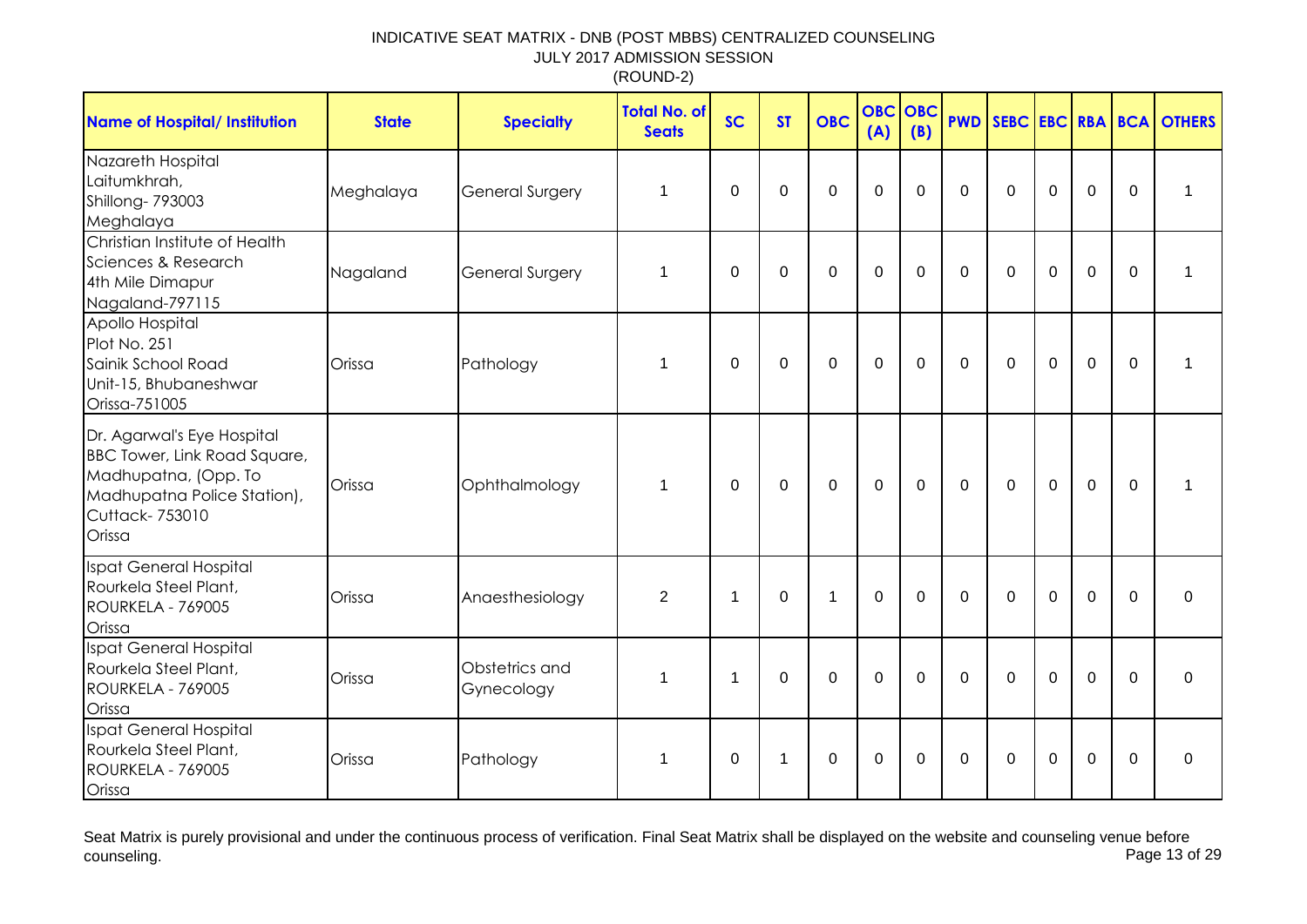INDICATIVE SEAT MATRIX - DNB (POST MBBS) CENTRALIZED COUNSELING
JULY 2017 ADMISSION SESSION
(ROUND-2)

| Name of Hospital/ Institution | State | Specialty | Total No. of Seats | SC | ST | OBC | OBC (A) | OBC (B) | PWD | SEBC | EBC | RBA | BCA | OTHERS |
|---|---|---|---|---|---|---|---|---|---|---|---|---|---|---|
| Nazareth Hospital Laitumkhrah, Shillong- 793003 Meghalaya | Meghalaya | General Surgery | 1 | 0 | 0 | 0 | 0 | 0 | 0 | 0 | 0 | 0 | 0 | 1 |
| Christian Institute of Health Sciences & Research 4th Mile Dimapur Nagaland-797115 | Nagaland | General Surgery | 1 | 0 | 0 | 0 | 0 | 0 | 0 | 0 | 0 | 0 | 0 | 1 |
| Apollo Hospital Plot No. 251 Sainik School Road Unit-15, Bhubaneshwar Orissa-751005 | Orissa | Pathology | 1 | 0 | 0 | 0 | 0 | 0 | 0 | 0 | 0 | 0 | 0 | 1 |
| Dr. Agarwal's Eye Hospital BBC Tower, Link Road Square, Madhupatna, (Opp. To Madhupatna Police Station), Cuttack- 753010 Orissa | Orissa | Ophthalmology | 1 | 0 | 0 | 0 | 0 | 0 | 0 | 0 | 0 | 0 | 0 | 1 |
| Ispat General Hospital Rourkela Steel Plant, ROURKELA - 769005 Orissa | Orissa | Anaesthesiology | 2 | 1 | 0 | 1 | 0 | 0 | 0 | 0 | 0 | 0 | 0 | 0 |
| Ispat General Hospital Rourkela Steel Plant, ROURKELA - 769005 Orissa | Orissa | Obstetrics and Gynecology | 1 | 1 | 0 | 0 | 0 | 0 | 0 | 0 | 0 | 0 | 0 | 0 |
| Ispat General Hospital Rourkela Steel Plant, ROURKELA - 769005 Orissa | Orissa | Pathology | 1 | 0 | 1 | 0 | 0 | 0 | 0 | 0 | 0 | 0 | 0 | 0 |

Seat Matrix is purely provisional and under the continuous process of verification. Final Seat Matrix shall be displayed on the website and counseling venue before counseling.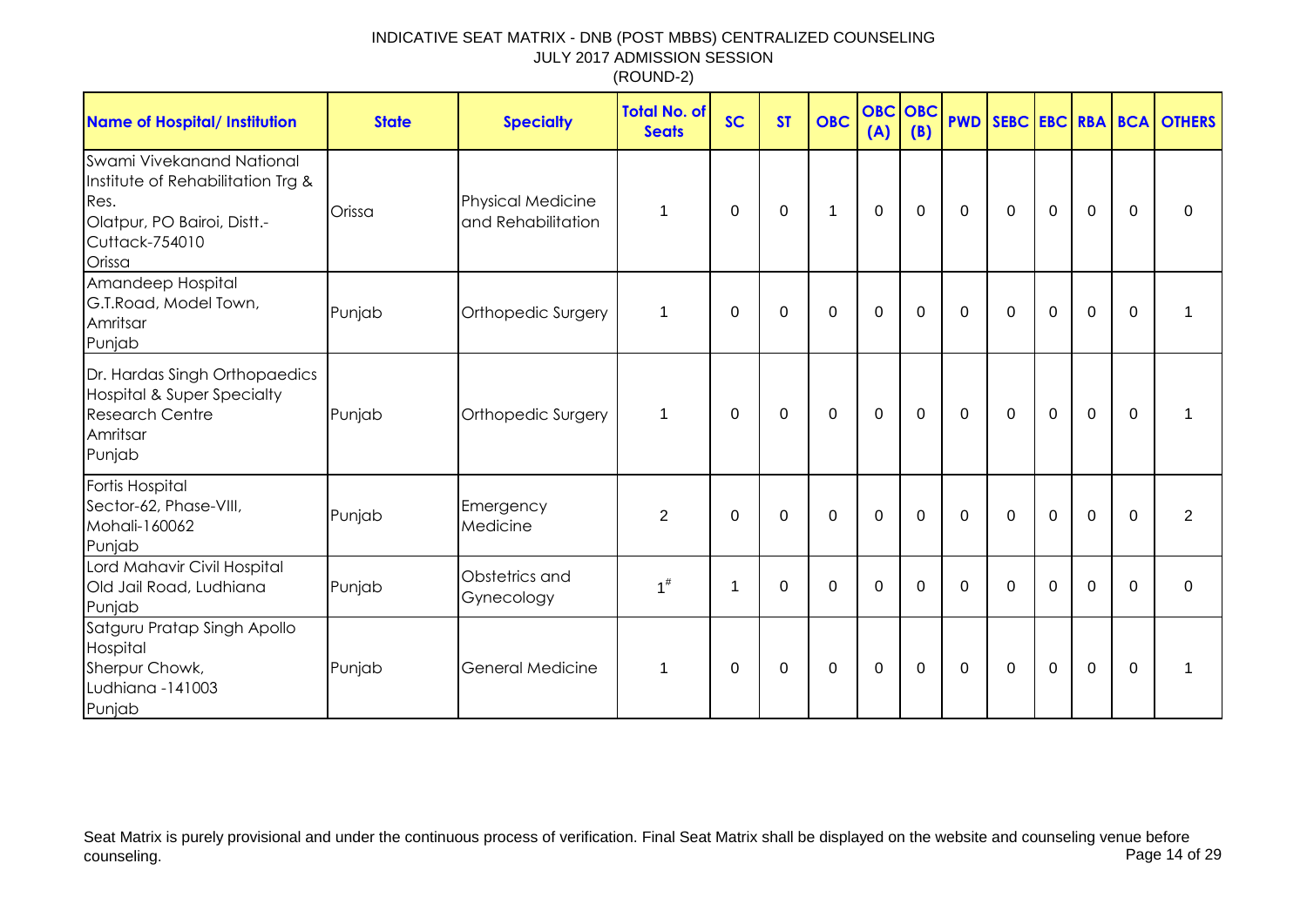INDICATIVE SEAT MATRIX - DNB (POST MBBS) CENTRALIZED COUNSELING
JULY 2017 ADMISSION SESSION
(ROUND-2)

| Name of Hospital/ Institution | State | Specialty | Total No. of Seats | SC | ST | OBC | OBC (A) | OBC (B) | PWD | SEBC | EBC | RBA | BCA | OTHERS |
|---|---|---|---|---|---|---|---|---|---|---|---|---|---|---|
| Swami Vivekanand National Institute of Rehabilitation Trg & Res. Olatpur, PO Bairoi, Distt.- Cuttack-754010 Orissa | Orissa | Physical Medicine and Rehabilitation | 1 | 0 | 0 | 1 | 0 | 0 | 0 | 0 | 0 | 0 | 0 | 0 |
| Amandeep Hospital G.T.Road, Model Town, Amritsar Punjab | Punjab | Orthopedic Surgery | 1 | 0 | 0 | 0 | 0 | 0 | 0 | 0 | 0 | 0 | 0 | 1 |
| Dr. Hardas Singh Orthopaedics Hospital & Super Specialty Research Centre Amritsar Punjab | Punjab | Orthopedic Surgery | 1 | 0 | 0 | 0 | 0 | 0 | 0 | 0 | 0 | 0 | 0 | 1 |
| Fortis Hospital Sector-62, Phase-VIII, Mohali-160062 Punjab | Punjab | Emergency Medicine | 2 | 0 | 0 | 0 | 0 | 0 | 0 | 0 | 0 | 0 | 0 | 2 |
| Lord Mahavir Civil Hospital Old Jail Road, Ludhiana Punjab | Punjab | Obstetrics and Gynecology | 1# | 1 | 0 | 0 | 0 | 0 | 0 | 0 | 0 | 0 | 0 | 0 |
| Satguru Pratap Singh Apollo Hospital Sherpur Chowk, Ludhiana -141003 Punjab | Punjab | General Medicine | 1 | 0 | 0 | 0 | 0 | 0 | 0 | 0 | 0 | 0 | 0 | 1 |

Seat Matrix is purely provisional and under the continuous process of verification. Final Seat Matrix shall be displayed on the website and counseling venue before counseling.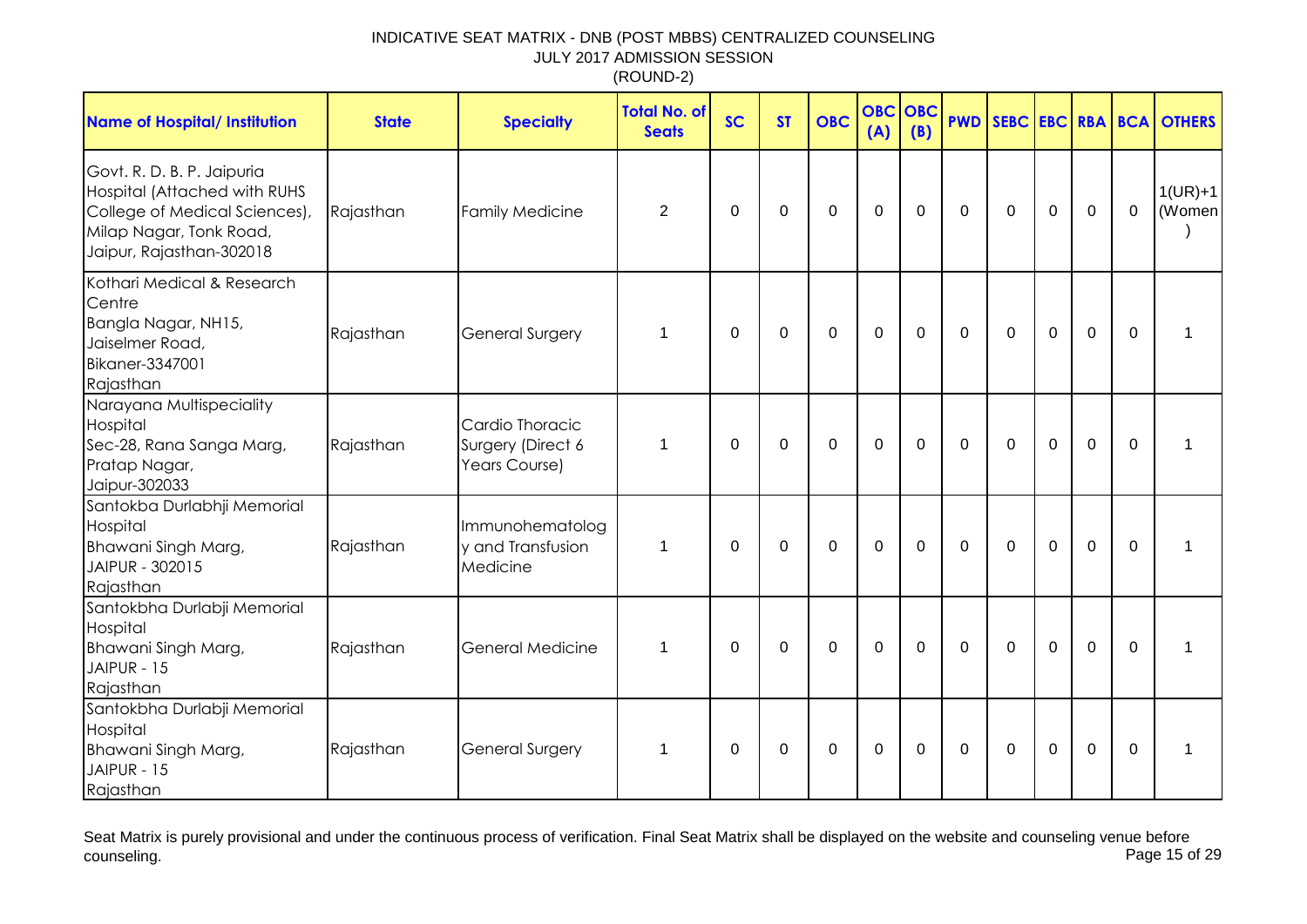# INDICATIVE SEAT MATRIX - DNB (POST MBBS) CENTRALIZED COUNSELING
## JULY 2017 ADMISSION SESSION
### (ROUND-2)

| Name of Hospital/ Institution | State | Specialty | Total No. of Seats | SC | ST | OBC | OBC (A) | OBC (B) | PWD | SEBC | EBC | RBA | BCA | OTHERS |
|---|---|---|---|---|---|---|---|---|---|---|---|---|---|---|
| Govt. R. D. B. P. Jaipuria Hospital (Attached with RUHS College of Medical Sciences), Milap Nagar, Tonk Road, Jaipur, Rajasthan-302018 | Rajasthan | Family Medicine | 2 | 0 | 0 | 0 | 0 | 0 | 0 | 0 | 0 | 0 | 0 | 1(UR)+1 (Women) |
| Kothari Medical & Research Centre Bangla Nagar, NH15, Jaiselmer Road, Bikaner-3347001 Rajasthan | Rajasthan | General Surgery | 1 | 0 | 0 | 0 | 0 | 0 | 0 | 0 | 0 | 0 | 0 | 1 |
| Narayana Multispeciality Hospital Sec-28, Rana Sanga Marg, Pratap Nagar, Jaipur-302033 | Rajasthan | Cardio Thoracic Surgery (Direct 6 Years Course) | 1 | 0 | 0 | 0 | 0 | 0 | 0 | 0 | 0 | 0 | 0 | 1 |
| Santokba Durlabhji Memorial Hospital Bhawani Singh Marg, JAIPUR - 302015 Rajasthan | Rajasthan | Immunohematology and Transfusion Medicine | 1 | 0 | 0 | 0 | 0 | 0 | 0 | 0 | 0 | 0 | 0 | 1 |
| Santokbha Durlabji Memorial Hospital Bhawani Singh Marg, JAIPUR - 15 Rajasthan | Rajasthan | General Medicine | 1 | 0 | 0 | 0 | 0 | 0 | 0 | 0 | 0 | 0 | 0 | 1 |
| Santokbha Durlabji Memorial Hospital Bhawani Singh Marg, JAIPUR - 15 Rajasthan | Rajasthan | General Surgery | 1 | 0 | 0 | 0 | 0 | 0 | 0 | 0 | 0 | 0 | 0 | 1 |

Seat Matrix is purely provisional and under the continuous process of verification. Final Seat Matrix shall be displayed on the website and counseling venue before counseling.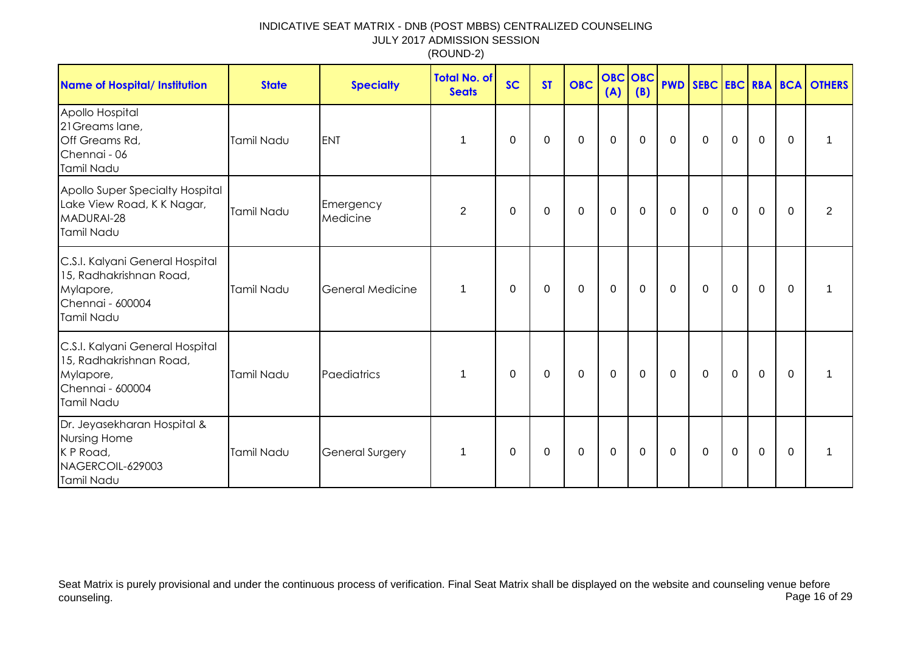# INDICATIVE SEAT MATRIX - DNB (POST MBBS) CENTRALIZED COUNSELING

JULY 2017 ADMISSION SESSION

(ROUND-2)

| Name of Hospital/ Institution | State | Specialty | Total No. of Seats | SC | ST | OBC | OBC (A) | OBC (B) | PWD | SEBC | EBC | RBA | BCA | OTHERS |
|---|---|---|---|---|---|---|---|---|---|---|---|---|---|---|
| Apollo Hospital 21Greams lane, Off Greams Rd, Chennai - 06 Tamil Nadu | Tamil Nadu | ENT | 1 | 0 | 0 | 0 | 0 | 0 | 0 | 0 | 0 | 0 | 0 | 1 |
| Apollo Super Specialty Hospital Lake View Road, K K Nagar, MADURAI-28 Tamil Nadu | Tamil Nadu | Emergency Medicine | 2 | 0 | 0 | 0 | 0 | 0 | 0 | 0 | 0 | 0 | 0 | 2 |
| C.S.I. Kalyani General Hospital 15, Radhakrishnan Road, Mylapore, Chennai - 600004 Tamil Nadu | Tamil Nadu | General Medicine | 1 | 0 | 0 | 0 | 0 | 0 | 0 | 0 | 0 | 0 | 0 | 1 |
| C.S.I. Kalyani General Hospital 15, Radhakrishnan Road, Mylapore, Chennai - 600004 Tamil Nadu | Tamil Nadu | Paediatrics | 1 | 0 | 0 | 0 | 0 | 0 | 0 | 0 | 0 | 0 | 0 | 1 |
| Dr. Jeyasekharan Hospital & Nursing Home K P Road, NAGERCOIL-629003 Tamil Nadu | Tamil Nadu | General Surgery | 1 | 0 | 0 | 0 | 0 | 0 | 0 | 0 | 0 | 0 | 0 | 1 |

Seat Matrix is purely provisional and under the continuous process of verification. Final Seat Matrix shall be displayed on the website and counseling venue before counseling.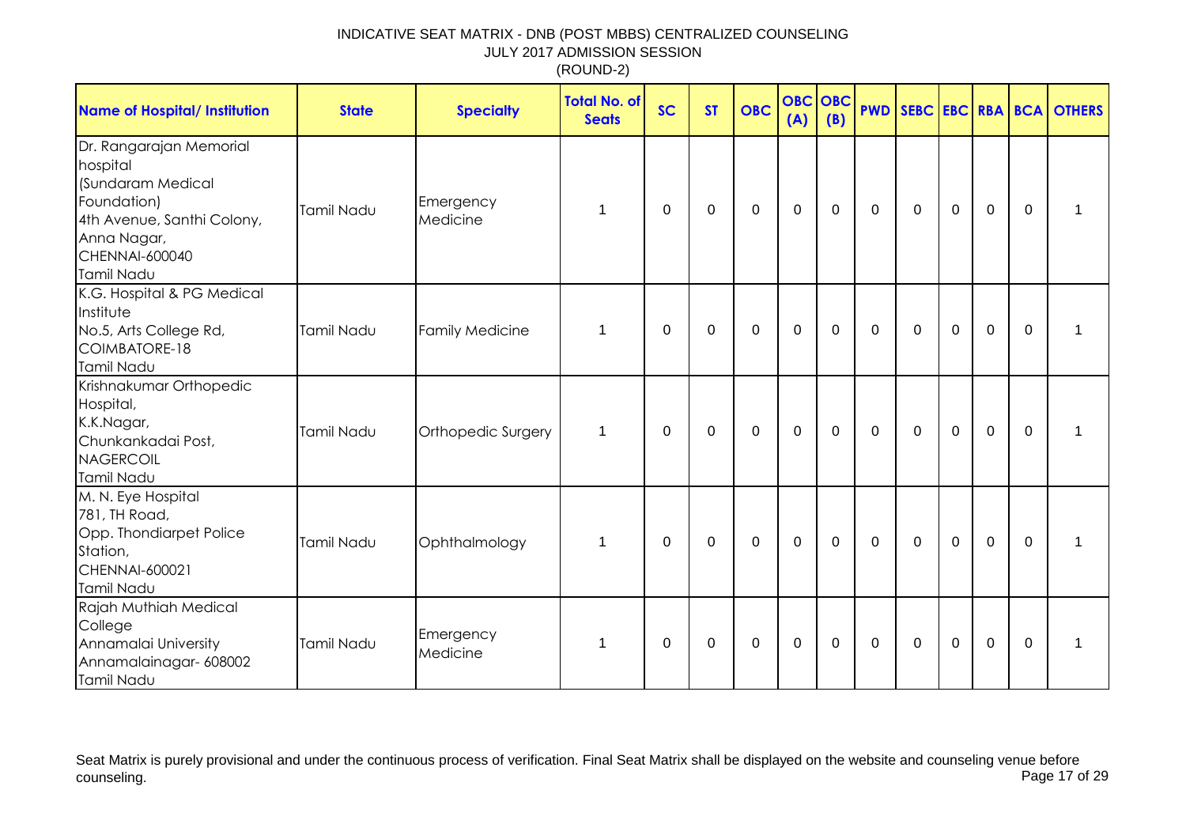INDICATIVE SEAT MATRIX - DNB (POST MBBS) CENTRALIZED COUNSELING
JULY 2017 ADMISSION SESSION
(ROUND-2)

| Name of Hospital/ Institution | State | Specialty | Total No. of Seats | SC | ST | OBC | OBC (A) | OBC (B) | PWD | SEBC | EBC | RBA | BCA | OTHERS |
|---|---|---|---|---|---|---|---|---|---|---|---|---|---|---|
| Dr. Rangarajan Memorial hospital (Sundaram Medical Foundation) 4th Avenue, Santhi Colony, Anna Nagar, CHENNAI-600040 Tamil Nadu | Tamil Nadu | Emergency Medicine | 1 | 0 | 0 | 0 | 0 | 0 | 0 | 0 | 0 | 0 | 0 | 1 |
| K.G. Hospital & PG Medical Institute No.5, Arts College Rd, COIMBATORE-18 Tamil Nadu | Tamil Nadu | Family Medicine | 1 | 0 | 0 | 0 | 0 | 0 | 0 | 0 | 0 | 0 | 0 | 1 |
| Krishnakumar Orthopedic Hospital, K.K.Nagar, Chunkankadai Post, NAGERCOIL Tamil Nadu | Tamil Nadu | Orthopedic Surgery | 1 | 0 | 0 | 0 | 0 | 0 | 0 | 0 | 0 | 0 | 0 | 1 |
| M. N. Eye Hospital 781, TH Road, Opp. Thondiarpet Police Station, CHENNAI-600021 Tamil Nadu | Tamil Nadu | Ophthalmology | 1 | 0 | 0 | 0 | 0 | 0 | 0 | 0 | 0 | 0 | 0 | 1 |
| Rajah Muthiah Medical College Annamalai University Annamalainagar- 608002 Tamil Nadu | Tamil Nadu | Emergency Medicine | 1 | 0 | 0 | 0 | 0 | 0 | 0 | 0 | 0 | 0 | 0 | 1 |

Seat Matrix is purely provisional and under the continuous process of verification. Final Seat Matrix shall be displayed on the website and counseling venue before counseling.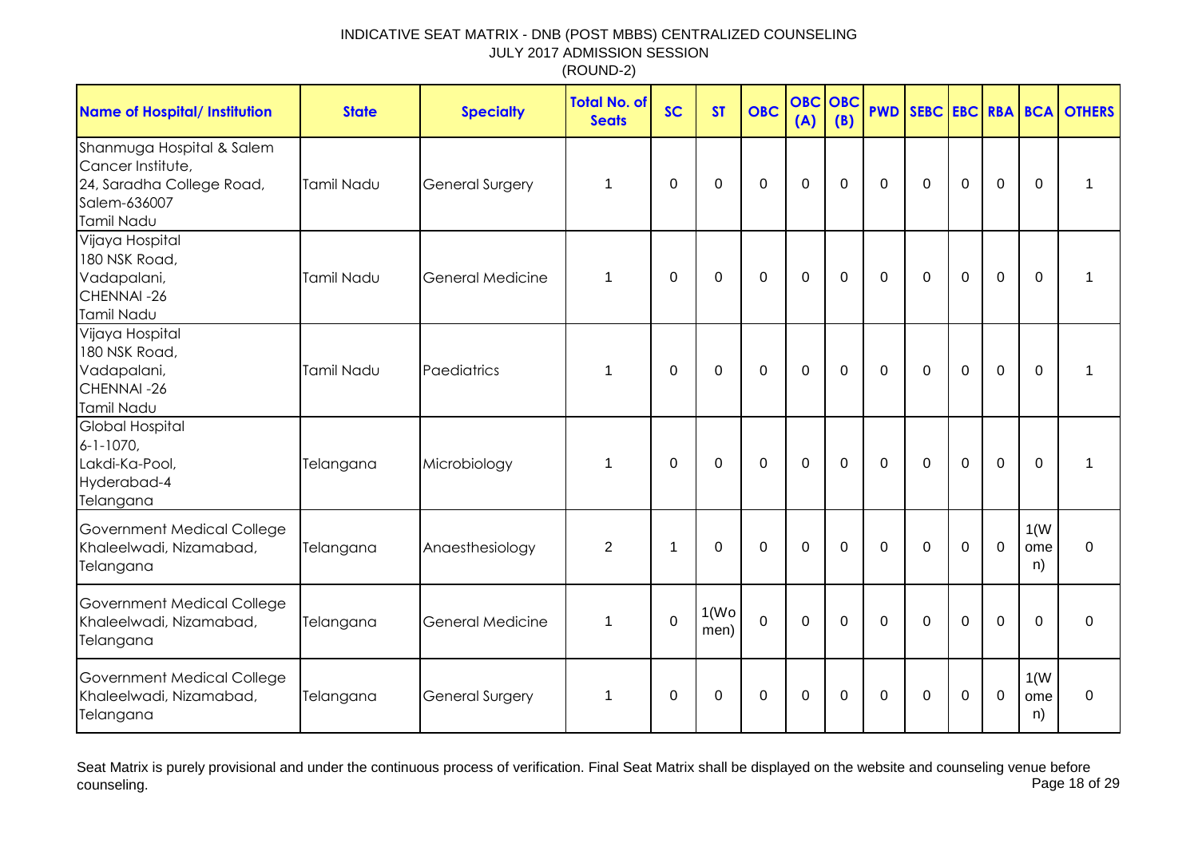INDICATIVE SEAT MATRIX - DNB (POST MBBS) CENTRALIZED COUNSELING
JULY 2017 ADMISSION SESSION
(ROUND-2)

| Name of Hospital/ Institution | State | Specialty | Total No. of Seats | SC | ST | OBC | OBC (A) | OBC (B) | PWD | SEBC | EBC | RBA | BCA | OTHERS |
|---|---|---|---|---|---|---|---|---|---|---|---|---|---|---|
| Shanmuga Hospital & Salem Cancer Institute, 24, Saradha College Road, Salem-636007 Tamil Nadu | Tamil Nadu | General Surgery | 1 | 0 | 0 | 0 | 0 | 0 | 0 | 0 | 0 | 0 | 0 | 1 |
| Vijaya Hospital 180 NSK Road, Vadapalani, CHENNAI -26 Tamil Nadu | Tamil Nadu | General Medicine | 1 | 0 | 0 | 0 | 0 | 0 | 0 | 0 | 0 | 0 | 0 | 1 |
| Vijaya Hospital 180 NSK Road, Vadapalani, CHENNAI -26 Tamil Nadu | Tamil Nadu | Paediatrics | 1 | 0 | 0 | 0 | 0 | 0 | 0 | 0 | 0 | 0 | 0 | 1 |
| Global Hospital 6-1-1070, Lakdi-Ka-Pool, Hyderabad-4 Telangana | Telangana | Microbiology | 1 | 0 | 0 | 0 | 0 | 0 | 0 | 0 | 0 | 0 | 0 | 1 |
| Government Medical College Khaleelwadi, Nizamabad, Telangana | Telangana | Anaesthesiology | 2 | 1 | 0 | 0 | 0 | 0 | 0 | 0 | 0 | 0 | 1(Women) | 0 |
| Government Medical College Khaleelwadi, Nizamabad, Telangana | Telangana | General Medicine | 1 | 0 | 1(Women) | 0 | 0 | 0 | 0 | 0 | 0 | 0 | 0 | 0 |
| Government Medical College Khaleelwadi, Nizamabad, Telangana | Telangana | General Surgery | 1 | 0 | 0 | 0 | 0 | 0 | 0 | 0 | 0 | 0 | 1(Women) | 0 |

Seat Matrix is purely provisional and under the continuous process of verification. Final Seat Matrix shall be displayed on the website and counseling venue before counseling.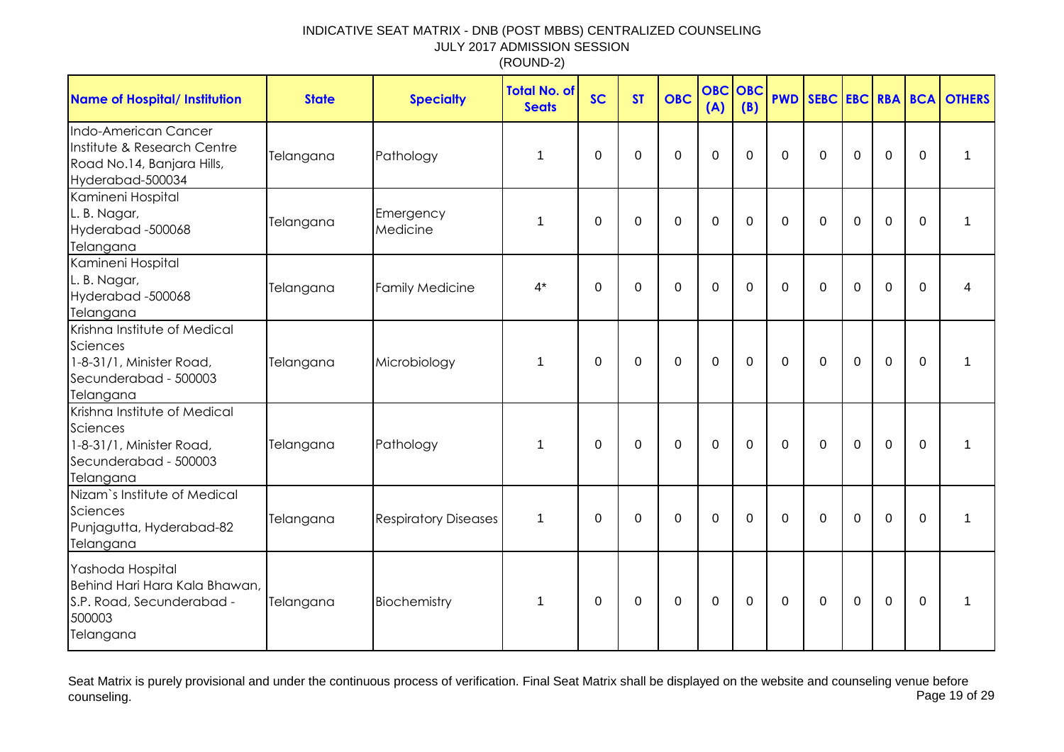# INDICATIVE SEAT MATRIX - DNB (POST MBBS) CENTRALIZED COUNSELING
## JULY 2017 ADMISSION SESSION
## (ROUND-2)

| Name of Hospital/ Institution | State | Specialty | Total No. of Seats | SC | ST | OBC | OBC (A) | OBC (B) | PWD | SEBC | EBC | RBA | BCA | OTHERS |
|---|---|---|---|---|---|---|---|---|---|---|---|---|---|---|
| Indo-American Cancer Institute & Research Centre Road No.14, Banjara Hills, Hyderabad-500034 | Telangana | Pathology | 1 | 0 | 0 | 0 | 0 | 0 | 0 | 0 | 0 | 0 | 0 | 1 |
| Kamineni Hospital L. B. Nagar, Hyderabad -500068 Telangana | Telangana | Emergency Medicine | 1 | 0 | 0 | 0 | 0 | 0 | 0 | 0 | 0 | 0 | 0 | 1 |
| Kamineni Hospital L. B. Nagar, Hyderabad -500068 Telangana | Telangana | Family Medicine | 4* | 0 | 0 | 0 | 0 | 0 | 0 | 0 | 0 | 0 | 0 | 4 |
| Krishna Institute of Medical Sciences 1-8-31/1, Minister Road, Secunderabad - 500003 Telangana | Telangana | Microbiology | 1 | 0 | 0 | 0 | 0 | 0 | 0 | 0 | 0 | 0 | 0 | 1 |
| Krishna Institute of Medical Sciences 1-8-31/1, Minister Road, Secunderabad - 500003 Telangana | Telangana | Pathology | 1 | 0 | 0 | 0 | 0 | 0 | 0 | 0 | 0 | 0 | 0 | 1 |
| Nizam`s Institute of Medical Sciences Punjagutta, Hyderabad-82 Telangana | Telangana | Respiratory Diseases | 1 | 0 | 0 | 0 | 0 | 0 | 0 | 0 | 0 | 0 | 0 | 1 |
| Yashoda Hospital Behind Hari Hara Kala Bhawan, S.P. Road, Secunderabad - 500003 Telangana | Telangana | Biochemistry | 1 | 0 | 0 | 0 | 0 | 0 | 0 | 0 | 0 | 0 | 0 | 1 |

Seat Matrix is purely provisional and under the continuous process of verification. Final Seat Matrix shall be displayed on the website and counseling venue before counseling.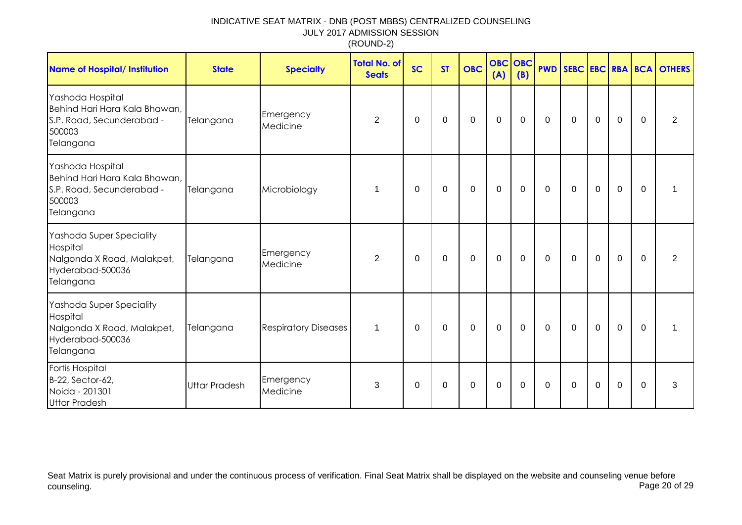INDICATIVE SEAT MATRIX - DNB (POST MBBS) CENTRALIZED COUNSELING
JULY 2017 ADMISSION SESSION
(ROUND-2)

| Name of Hospital/ Institution | State | Specialty | Total No. of Seats | SC | ST | OBC | OBC (A) | OBC (B) | PWD | SEBC | EBC | RBA | BCA | OTHERS |
|---|---|---|---|---|---|---|---|---|---|---|---|---|---|---|
| Yashoda Hospital Behind Hari Hara Kala Bhawan, S.P. Road, Secunderabad - 500003 Telangana | Telangana | Emergency Medicine | 2 | 0 | 0 | 0 | 0 | 0 | 0 | 0 | 0 | 0 | 0 | 2 |
| Yashoda Hospital Behind Hari Hara Kala Bhawan, S.P. Road, Secunderabad - 500003 Telangana | Telangana | Microbiology | 1 | 0 | 0 | 0 | 0 | 0 | 0 | 0 | 0 | 0 | 0 | 1 |
| Yashoda Super Speciality Hospital Nalgonda X Road, Malakpet, Hyderabad-500036 Telangana | Telangana | Emergency Medicine | 2 | 0 | 0 | 0 | 0 | 0 | 0 | 0 | 0 | 0 | 0 | 2 |
| Yashoda Super Speciality Hospital Nalgonda X Road, Malakpet, Hyderabad-500036 Telangana | Telangana | Respiratory Diseases | 1 | 0 | 0 | 0 | 0 | 0 | 0 | 0 | 0 | 0 | 0 | 1 |
| Fortis Hospital B-22, Sector-62, Noida - 201301 Uttar Pradesh | Uttar Pradesh | Emergency Medicine | 3 | 0 | 0 | 0 | 0 | 0 | 0 | 0 | 0 | 0 | 0 | 3 |

Seat Matrix is purely provisional and under the continuous process of verification. Final Seat Matrix shall be displayed on the website and counseling venue before counseling.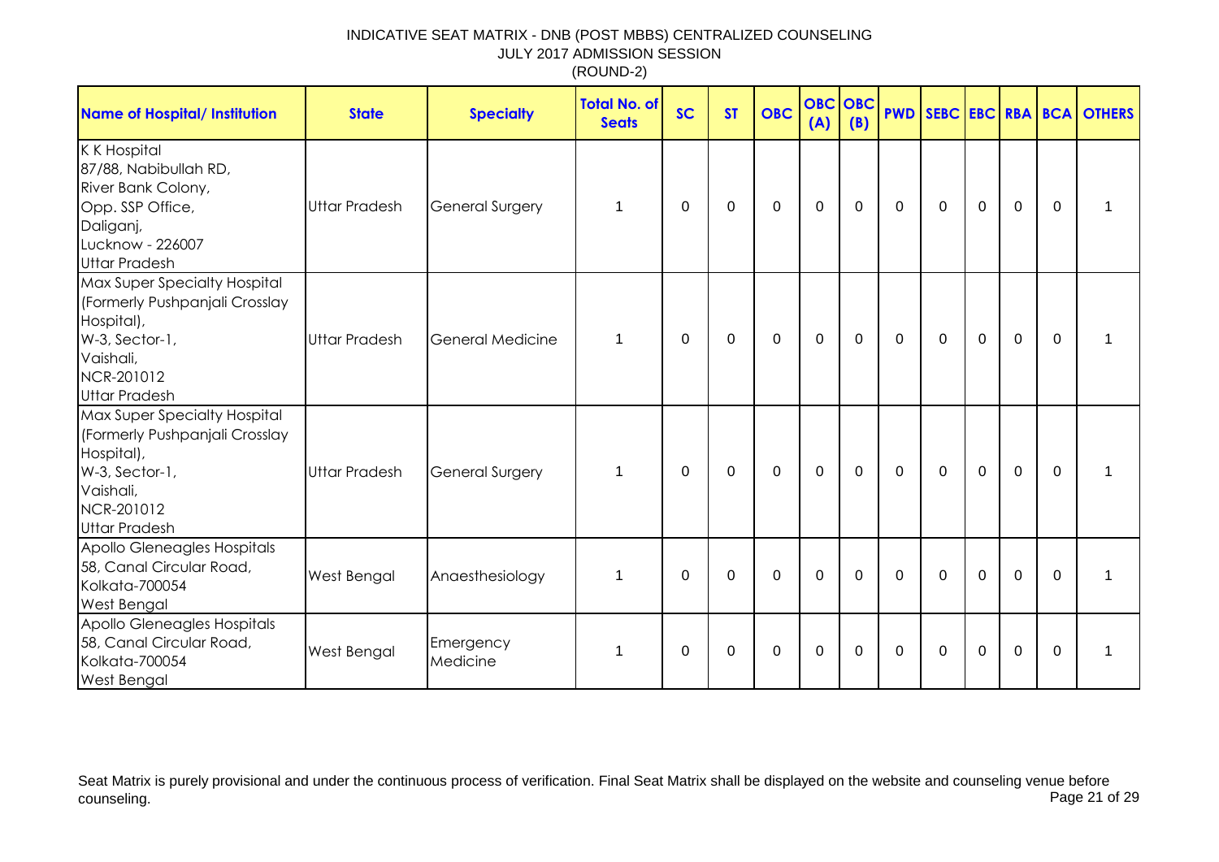INDICATIVE SEAT MATRIX - DNB (POST MBBS) CENTRALIZED COUNSELING
JULY 2017 ADMISSION SESSION
(ROUND-2)

| Name of Hospital/ Institution | State | Specialty | Total No. of Seats | SC | ST | OBC | OBC (A) | OBC (B) | PWD | SEBC | EBC | RBA | BCA | OTHERS |
|---|---|---|---|---|---|---|---|---|---|---|---|---|---|---|
| K K Hospital<br>87/88, Nabibullah RD,<br>River Bank Colony,<br>Opp. SSP Office,<br>Daliganj,<br>Lucknow - 226007<br>Uttar Pradesh | Uttar Pradesh | General Surgery | 1 | 0 | 0 | 0 | 0 | 0 | 0 | 0 | 0 | 0 | 0 | 1 |
| Max Super Specialty Hospital<br>(Formerly Pushpanjali Crosslay Hospital),<br>W-3, Sector-1,<br>Vaishali,<br>NCR-201012<br>Uttar Pradesh | Uttar Pradesh | General Medicine | 1 | 0 | 0 | 0 | 0 | 0 | 0 | 0 | 0 | 0 | 0 | 1 |
| Max Super Specialty Hospital<br>(Formerly Pushpanjali Crosslay Hospital),<br>W-3, Sector-1,<br>Vaishali,<br>NCR-201012<br>Uttar Pradesh | Uttar Pradesh | General Surgery | 1 | 0 | 0 | 0 | 0 | 0 | 0 | 0 | 0 | 0 | 0 | 1 |
| Apollo Gleneagles Hospitals<br>58, Canal Circular Road,<br>Kolkata-700054<br>West Bengal | West Bengal | Anaesthesiology | 1 | 0 | 0 | 0 | 0 | 0 | 0 | 0 | 0 | 0 | 0 | 1 |
| Apollo Gleneagles Hospitals<br>58, Canal Circular Road,<br>Kolkata-700054<br>West Bengal | West Bengal | Emergency Medicine | 1 | 0 | 0 | 0 | 0 | 0 | 0 | 0 | 0 | 0 | 0 | 1 |

Seat Matrix is purely provisional and under the continuous process of verification. Final Seat Matrix shall be displayed on the website and counseling venue before counseling.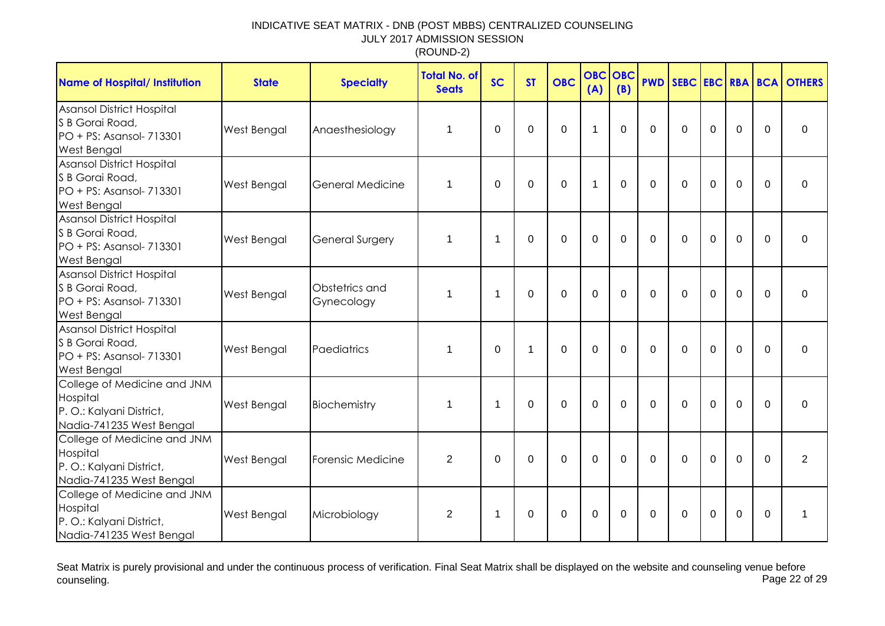INDICATIVE SEAT MATRIX - DNB (POST MBBS) CENTRALIZED COUNSELING
JULY 2017 ADMISSION SESSION
(ROUND-2)

| Name of Hospital/ Institution | State | Specialty | Total No. of Seats | SC | ST | OBC | OBC (A) | OBC (B) | PWD | SEBC | EBC | RBA | BCA | OTHERS |
|---|---|---|---|---|---|---|---|---|---|---|---|---|---|---|
| Asansol District Hospital S B Gorai Road, PO + PS: Asansol- 713301 West Bengal | West Bengal | Anaesthesiology | 1 | 0 | 0 | 0 | 1 | 0 | 0 | 0 | 0 | 0 | 0 | 0 |
| Asansol District Hospital S B Gorai Road, PO + PS: Asansol- 713301 West Bengal | West Bengal | General Medicine | 1 | 0 | 0 | 0 | 1 | 0 | 0 | 0 | 0 | 0 | 0 | 0 |
| Asansol District Hospital S B Gorai Road, PO + PS: Asansol- 713301 West Bengal | West Bengal | General Surgery | 1 | 1 | 0 | 0 | 0 | 0 | 0 | 0 | 0 | 0 | 0 | 0 |
| Asansol District Hospital S B Gorai Road, PO + PS: Asansol- 713301 West Bengal | West Bengal | Obstetrics and Gynecology | 1 | 1 | 0 | 0 | 0 | 0 | 0 | 0 | 0 | 0 | 0 | 0 |
| Asansol District Hospital S B Gorai Road, PO + PS: Asansol- 713301 West Bengal | West Bengal | Paediatrics | 1 | 0 | 1 | 0 | 0 | 0 | 0 | 0 | 0 | 0 | 0 | 0 |
| College of Medicine and JNM Hospital P. O.: Kalyani District, Nadia-741235 West Bengal | West Bengal | Biochemistry | 1 | 1 | 0 | 0 | 0 | 0 | 0 | 0 | 0 | 0 | 0 | 0 |
| College of Medicine and JNM Hospital P. O.: Kalyani District, Nadia-741235 West Bengal | West Bengal | Forensic Medicine | 2 | 0 | 0 | 0 | 0 | 0 | 0 | 0 | 0 | 0 | 0 | 2 |
| College of Medicine and JNM Hospital P. O.: Kalyani District, Nadia-741235 West Bengal | West Bengal | Microbiology | 2 | 1 | 0 | 0 | 0 | 0 | 0 | 0 | 0 | 0 | 0 | 1 |

Seat Matrix is purely provisional and under the continuous process of verification. Final Seat Matrix shall be displayed on the website and counseling venue before counseling.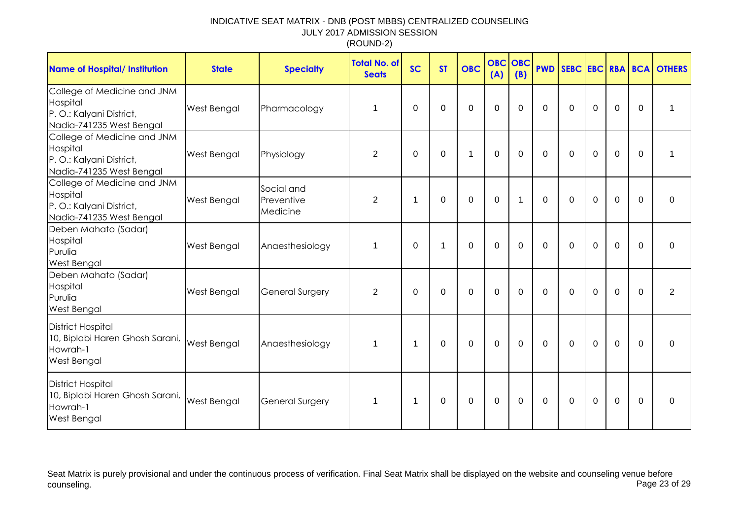# INDICATIVE SEAT MATRIX - DNB (POST MBBS) CENTRALIZED COUNSELING

JULY 2017 ADMISSION SESSION

(ROUND-2)

| Name of Hospital/ Institution | State | Specialty | Total No. of Seats | SC | ST | OBC | OBC (A) | OBC (B) | PWD | SEBC | EBC | RBA | BCA | OTHERS |
|---|---|---|---|---|---|---|---|---|---|---|---|---|---|---|
| College of Medicine and JNM Hospital P. O.: Kalyani District, Nadia-741235 West Bengal | West Bengal | Pharmacology | 1 | 0 | 0 | 0 | 0 | 0 | 0 | 0 | 0 | 0 | 0 | 1 |
| College of Medicine and JNM Hospital P. O.: Kalyani District, Nadia-741235 West Bengal | West Bengal | Physiology | 2 | 0 | 0 | 1 | 0 | 0 | 0 | 0 | 0 | 0 | 0 | 1 |
| College of Medicine and JNM Hospital P. O.: Kalyani District, Nadia-741235 West Bengal | West Bengal | Social and Preventive Medicine | 2 | 1 | 0 | 0 | 0 | 1 | 0 | 0 | 0 | 0 | 0 | 0 |
| Deben Mahato (Sadar) Hospital Purulia West Bengal | West Bengal | Anaesthesiology | 1 | 0 | 1 | 0 | 0 | 0 | 0 | 0 | 0 | 0 | 0 | 0 |
| Deben Mahato (Sadar) Hospital Purulia West Bengal | West Bengal | General Surgery | 2 | 0 | 0 | 0 | 0 | 0 | 0 | 0 | 0 | 0 | 0 | 2 |
| District Hospital 10, Biplabi Haren Ghosh Sarani, Howrah-1 West Bengal | West Bengal | Anaesthesiology | 1 | 1 | 0 | 0 | 0 | 0 | 0 | 0 | 0 | 0 | 0 | 0 |
| District Hospital 10, Biplabi Haren Ghosh Sarani, Howrah-1 West Bengal | West Bengal | General Surgery | 1 | 1 | 0 | 0 | 0 | 0 | 0 | 0 | 0 | 0 | 0 | 0 |

Seat Matrix is purely provisional and under the continuous process of verification. Final Seat Matrix shall be displayed on the website and counseling venue before counseling.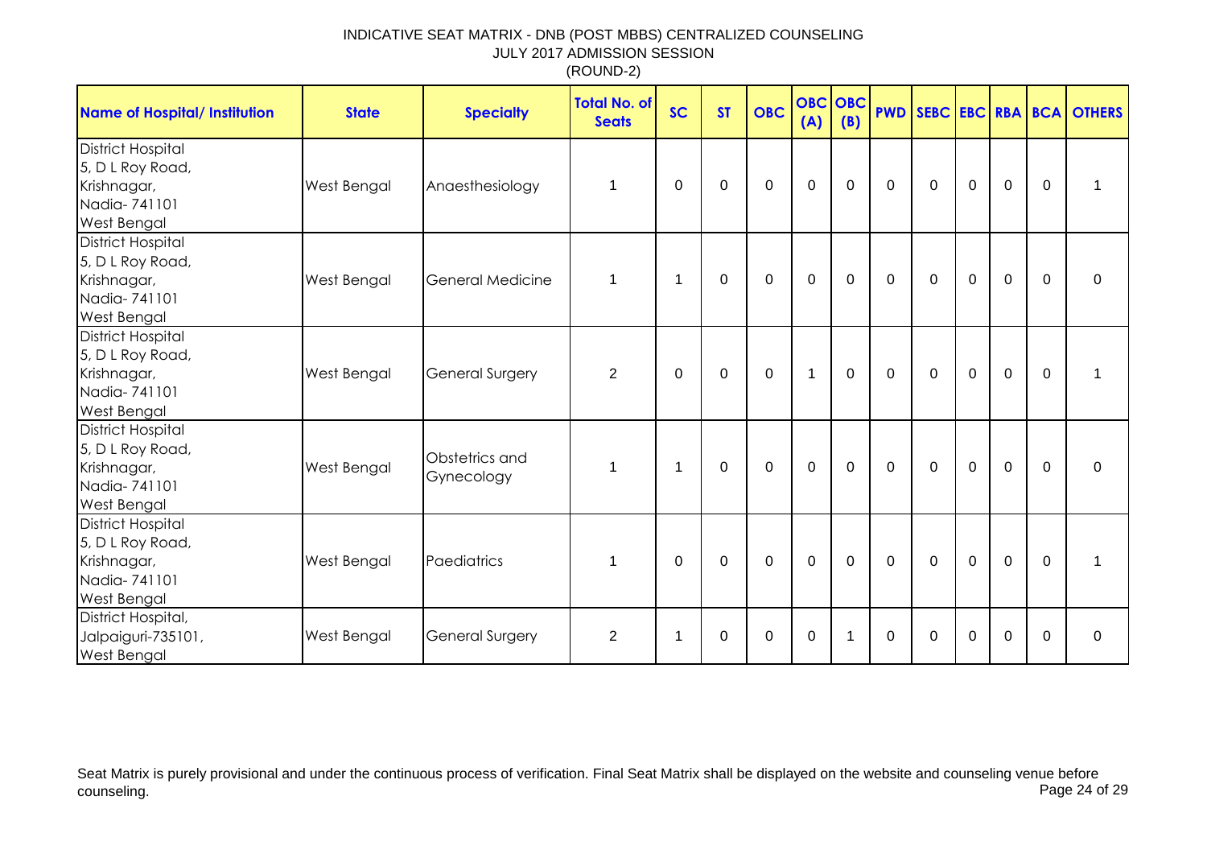INDICATIVE SEAT MATRIX - DNB (POST MBBS) CENTRALIZED COUNSELING
JULY 2017 ADMISSION SESSION
(ROUND-2)

| Name of Hospital/ Institution | State | Specialty | Total No. of Seats | SC | ST | OBC | OBC (A) | OBC (B) | PWD | SEBC | EBC | RBA | BCA | OTHERS |
|---|---|---|---|---|---|---|---|---|---|---|---|---|---|---|
| District Hospital 5, D L Roy Road, Krishnagar, Nadia- 741101 West Bengal | West Bengal | Anaesthesiology | 1 | 0 | 0 | 0 | 0 | 0 | 0 | 0 | 0 | 0 | 0 | 1 |
| District Hospital 5, D L Roy Road, Krishnagar, Nadia- 741101 West Bengal | West Bengal | General Medicine | 1 | 1 | 0 | 0 | 0 | 0 | 0 | 0 | 0 | 0 | 0 | 0 |
| District Hospital 5, D L Roy Road, Krishnagar, Nadia- 741101 West Bengal | West Bengal | General Surgery | 2 | 0 | 0 | 0 | 1 | 0 | 0 | 0 | 0 | 0 | 0 | 1 |
| District Hospital 5, D L Roy Road, Krishnagar, Nadia- 741101 West Bengal | West Bengal | Obstetrics and Gynecology | 1 | 1 | 0 | 0 | 0 | 0 | 0 | 0 | 0 | 0 | 0 | 0 |
| District Hospital 5, D L Roy Road, Krishnagar, Nadia- 741101 West Bengal | West Bengal | Paediatrics | 1 | 0 | 0 | 0 | 0 | 0 | 0 | 0 | 0 | 0 | 0 | 1 |
| District Hospital, Jalpaiguri-735101, West Bengal | West Bengal | General Surgery | 2 | 1 | 0 | 0 | 0 | 1 | 0 | 0 | 0 | 0 | 0 | 0 |

Seat Matrix is purely provisional and under the continuous process of verification. Final Seat Matrix shall be displayed on the website and counseling venue before counseling.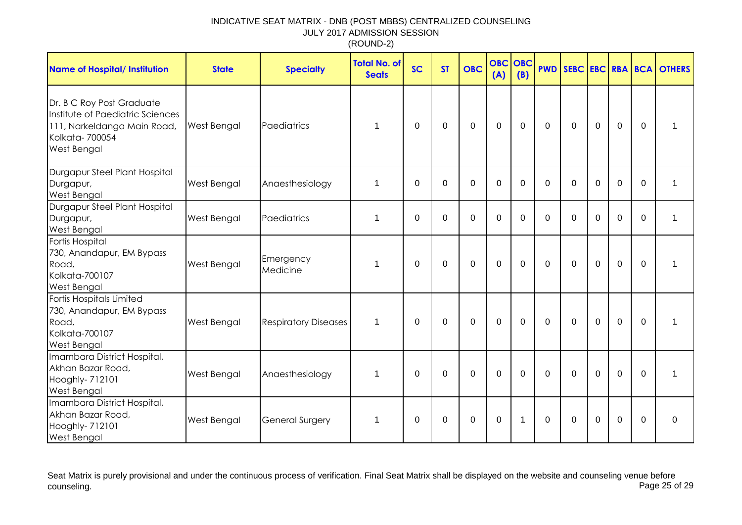INDICATIVE SEAT MATRIX - DNB (POST MBBS) CENTRALIZED COUNSELING
JULY 2017 ADMISSION SESSION
(ROUND-2)

| Name of Hospital/ Institution | State | Specialty | Total No. of Seats | SC | ST | OBC | OBC (A) | OBC (B) | PWD | SEBC | EBC | RBA | BCA | OTHERS |
|---|---|---|---|---|---|---|---|---|---|---|---|---|---|---|
| Dr. B C Roy Post Graduate Institute of Paediatric Sciences 111, Narkeldanga Main Road, Kolkata- 700054 West Bengal | West Bengal | Paediatrics | 1 | 0 | 0 | 0 | 0 | 0 | 0 | 0 | 0 | 0 | 0 | 1 |
| Durgapur Steel Plant Hospital Durgapur, West Bengal | West Bengal | Anaesthesiology | 1 | 0 | 0 | 0 | 0 | 0 | 0 | 0 | 0 | 0 | 0 | 1 |
| Durgapur Steel Plant Hospital Durgapur, West Bengal | West Bengal | Paediatrics | 1 | 0 | 0 | 0 | 0 | 0 | 0 | 0 | 0 | 0 | 0 | 1 |
| Fortis Hospital 730, Anandapur, EM Bypass Road, Kolkata-700107 West Bengal | West Bengal | Emergency Medicine | 1 | 0 | 0 | 0 | 0 | 0 | 0 | 0 | 0 | 0 | 0 | 1 |
| Fortis Hospitals Limited 730, Anandapur, EM Bypass Road, Kolkata-700107 West Bengal | West Bengal | Respiratory Diseases | 1 | 0 | 0 | 0 | 0 | 0 | 0 | 0 | 0 | 0 | 0 | 1 |
| Imambara District Hospital, Akhan Bazar Road, Hooghly- 712101 West Bengal | West Bengal | Anaesthesiology | 1 | 0 | 0 | 0 | 0 | 0 | 0 | 0 | 0 | 0 | 0 | 1 |
| Imambara District Hospital, Akhan Bazar Road, Hooghly- 712101 West Bengal | West Bengal | General Surgery | 1 | 0 | 0 | 0 | 0 | 1 | 0 | 0 | 0 | 0 | 0 | 0 |

Seat Matrix is purely provisional and under the continuous process of verification. Final Seat Matrix shall be displayed on the website and counseling venue before counseling.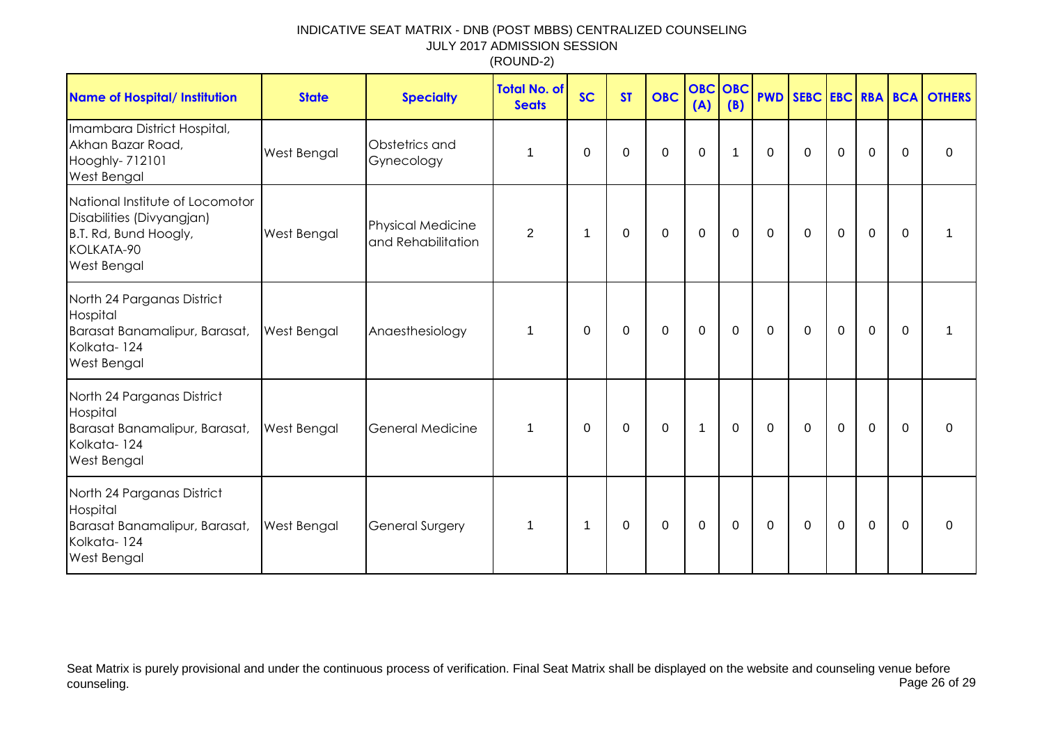# INDICATIVE SEAT MATRIX - DNB (POST MBBS) CENTRALIZED COUNSELING
JULY 2017 ADMISSION SESSION
(ROUND-2)

| Name of Hospital/ Institution | State | Specialty | Total No. of Seats | SC | ST | OBC | OBC (A) | OBC (B) | PWD | SEBC | EBC | RBA | BCA | OTHERS |
|---|---|---|---|---|---|---|---|---|---|---|---|---|---|---|
| Imambara District Hospital, Akhan Bazar Road, Hooghly- 712101 West Bengal | West Bengal | Obstetrics and Gynecology | 1 | 0 | 0 | 0 | 0 | 1 | 0 | 0 | 0 | 0 | 0 | 0 |
| National Institute of Locomotor Disabilities (Divyangjan) B.T. Rd, Bund Hoogly, KOLKATA-90 West Bengal | West Bengal | Physical Medicine and Rehabilitation | 2 | 1 | 0 | 0 | 0 | 0 | 0 | 0 | 0 | 0 | 0 | 1 |
| North 24 Parganas District Hospital Barasat Banamalipur, Barasat, Kolkata- 124 West Bengal | West Bengal | Anaesthesiology | 1 | 0 | 0 | 0 | 0 | 0 | 0 | 0 | 0 | 0 | 0 | 1 |
| North 24 Parganas District Hospital Barasat Banamalipur, Barasat, Kolkata- 124 West Bengal | West Bengal | General Medicine | 1 | 0 | 0 | 0 | 1 | 0 | 0 | 0 | 0 | 0 | 0 | 0 |
| North 24 Parganas District Hospital Barasat Banamalipur, Barasat, Kolkata- 124 West Bengal | West Bengal | General Surgery | 1 | 1 | 0 | 0 | 0 | 0 | 0 | 0 | 0 | 0 | 0 | 0 |

Seat Matrix is purely provisional and under the continuous process of verification. Final Seat Matrix shall be displayed on the website and counseling venue before counseling.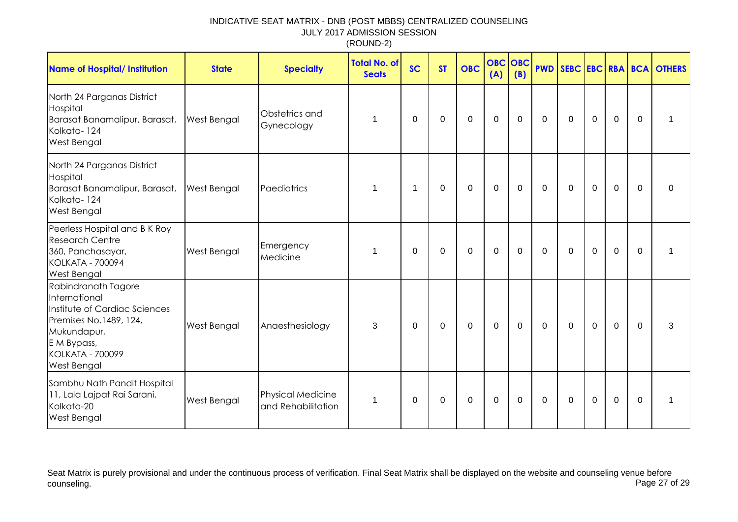INDICATIVE SEAT MATRIX - DNB (POST MBBS) CENTRALIZED COUNSELING
JULY 2017 ADMISSION SESSION
(ROUND-2)

| Name of Hospital/ Institution | State | Specialty | Total No. of Seats | SC | ST | OBC | OBC (A) | OBC (B) | PWD | SEBC | EBC | RBA | BCA | OTHERS |
|---|---|---|---|---|---|---|---|---|---|---|---|---|---|---|
| North 24 Parganas District Hospital Barasat Banamalipur, Barasat, Kolkata- 124 West Bengal | West Bengal | Obstetrics and Gynecology | 1 | 0 | 0 | 0 | 0 | 0 | 0 | 0 | 0 | 0 | 0 | 1 |
| North 24 Parganas District Hospital Barasat Banamalipur, Barasat, Kolkata- 124 West Bengal | West Bengal | Paediatrics | 1 | 1 | 0 | 0 | 0 | 0 | 0 | 0 | 0 | 0 | 0 | 0 |
| Peerless Hospital and B K Roy Research Centre 360, Panchasayar, KOLKATA - 700094 West Bengal | West Bengal | Emergency Medicine | 1 | 0 | 0 | 0 | 0 | 0 | 0 | 0 | 0 | 0 | 0 | 1 |
| Rabindranath Tagore International Institute of Cardiac Sciences Premises No.1489, 124, Mukundapur, E M Bypass, KOLKATA - 700099 West Bengal | West Bengal | Anaesthesiology | 3 | 0 | 0 | 0 | 0 | 0 | 0 | 0 | 0 | 0 | 0 | 3 |
| Sambhu Nath Pandit Hospital 11, Lala Lajpat Rai Sarani, Kolkata-20 West Bengal | West Bengal | Physical Medicine and Rehabilitation | 1 | 0 | 0 | 0 | 0 | 0 | 0 | 0 | 0 | 0 | 0 | 1 |

Seat Matrix is purely provisional and under the continuous process of verification. Final Seat Matrix shall be displayed on the website and counseling venue before counseling.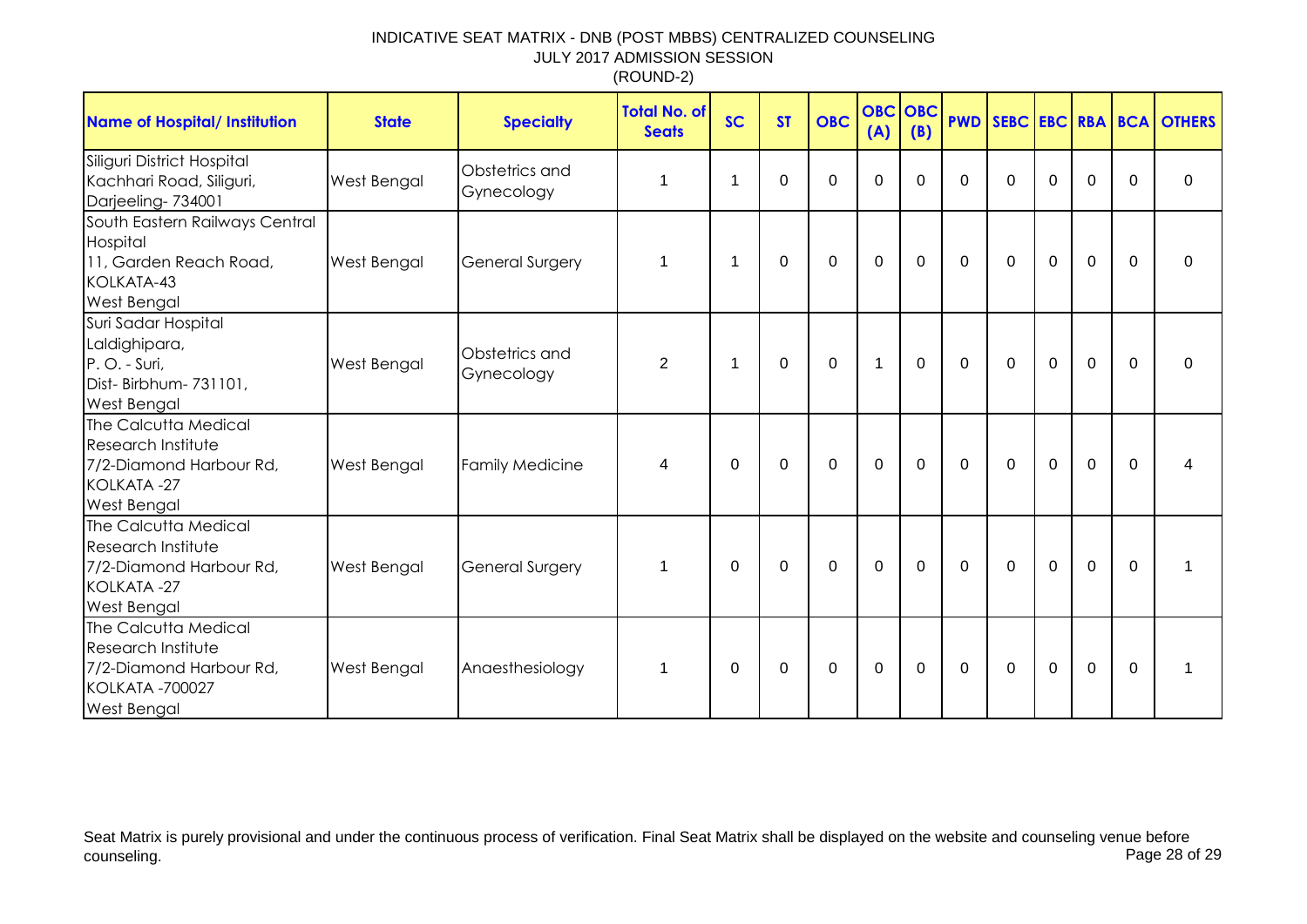INDICATIVE SEAT MATRIX - DNB (POST MBBS) CENTRALIZED COUNSELING
JULY 2017 ADMISSION SESSION
(ROUND-2)

| Name of Hospital/ Institution | State | Specialty | Total No. of Seats | SC | ST | OBC | OBC (A) | OBC (B) | PWD | SEBC | EBC | RBA | BCA | OTHERS |
|---|---|---|---|---|---|---|---|---|---|---|---|---|---|---|
| Siliguri District Hospital Kachhari Road, Siliguri, Darjeeling- 734001 | West Bengal | Obstetrics and Gynecology | 1 | 1 | 0 | 0 | 0 | 0 | 0 | 0 | 0 | 0 | 0 | 0 |
| South Eastern Railways Central Hospital 11, Garden Reach Road, KOLKATA-43 West Bengal | West Bengal | General Surgery | 1 | 1 | 0 | 0 | 0 | 0 | 0 | 0 | 0 | 0 | 0 | 0 |
| Suri Sadar Hospital Laldighipara, P. O. - Suri, Dist- Birbhum- 731101, West Bengal | West Bengal | Obstetrics and Gynecology | 2 | 1 | 0 | 0 | 1 | 0 | 0 | 0 | 0 | 0 | 0 | 0 |
| The Calcutta Medical Research Institute 7/2-Diamond Harbour Rd, KOLKATA -27 West Bengal | West Bengal | Family Medicine | 4 | 0 | 0 | 0 | 0 | 0 | 0 | 0 | 0 | 0 | 0 | 4 |
| The Calcutta Medical Research Institute 7/2-Diamond Harbour Rd, KOLKATA -27 West Bengal | West Bengal | General Surgery | 1 | 0 | 0 | 0 | 0 | 0 | 0 | 0 | 0 | 0 | 0 | 1 |
| The Calcutta Medical Research Institute 7/2-Diamond Harbour Rd, KOLKATA -700027 West Bengal | West Bengal | Anaesthesiology | 1 | 0 | 0 | 0 | 0 | 0 | 0 | 0 | 0 | 0 | 0 | 1 |

Seat Matrix is purely provisional and under the continuous process of verification. Final Seat Matrix shall be displayed on the website and counseling venue before counseling.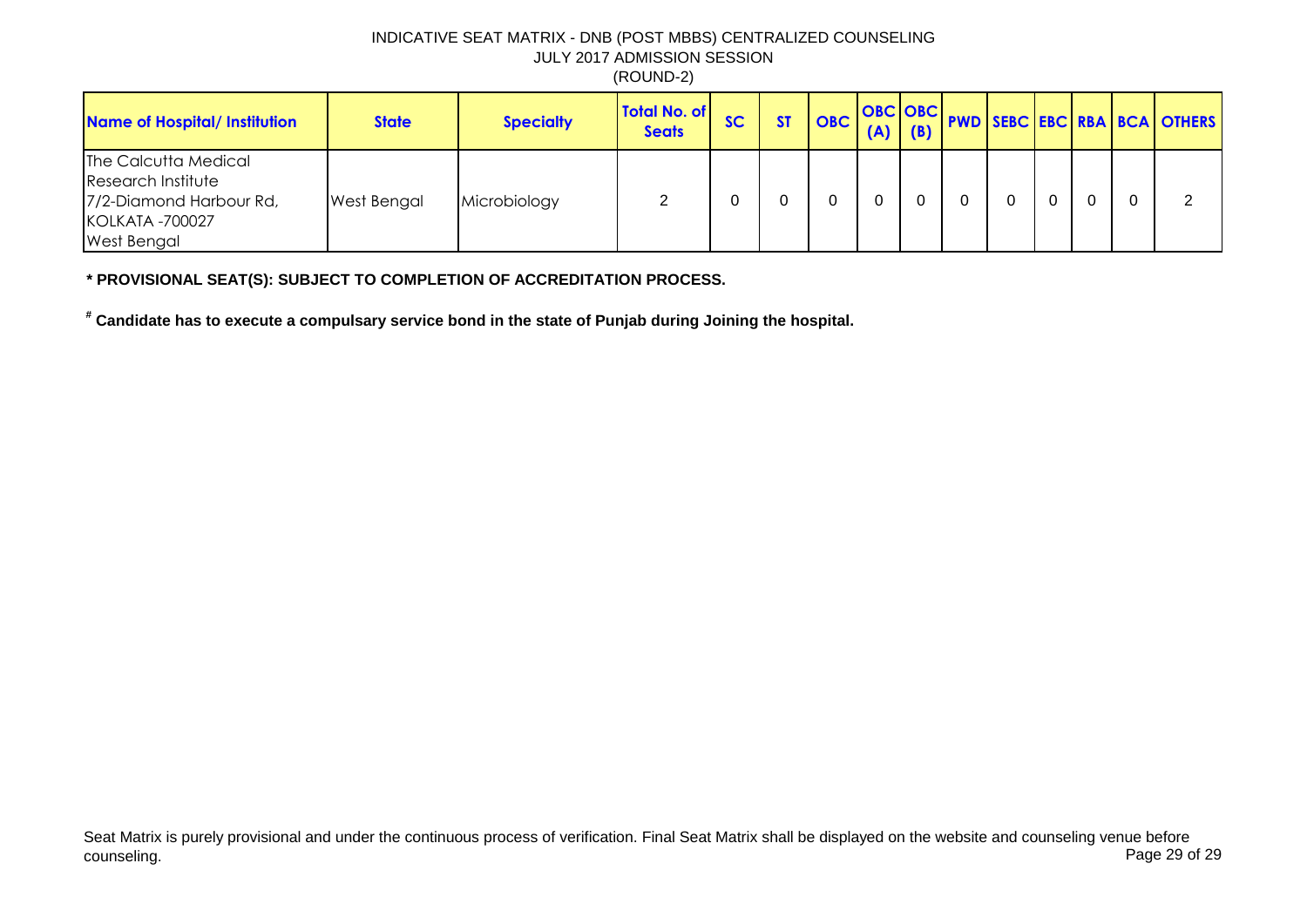INDICATIVE SEAT MATRIX - DNB (POST MBBS) CENTRALIZED COUNSELING
JULY 2017 ADMISSION SESSION
(ROUND-2)

| Name of Hospital/ Institution | State | Specialty | Total No. of Seats | SC | ST | OBC | OBC (A) | OBC (B) | PWD | SEBC | EBC | RBA | BCA | OTHERS |
|---|---|---|---|---|---|---|---|---|---|---|---|---|---|---|
| The Calcutta Medical Research Institute 7/2-Diamond Harbour Rd, KOLKATA -700027 West Bengal | West Bengal | Microbiology | 2 | 0 | 0 | 0 | 0 | 0 | 0 | 0 | 0 | 0 | 0 | 2 |

**\* PROVISIONAL SEAT(S): SUBJECT TO COMPLETION OF ACCREDITATION PROCESS.**

**# Candidate has to execute a compulsary service bond in the state of Punjab during Joining the hospital.**

Seat Matrix is purely provisional and under the continuous process of verification. Final Seat Matrix shall be displayed on the website and counseling venue before counseling.